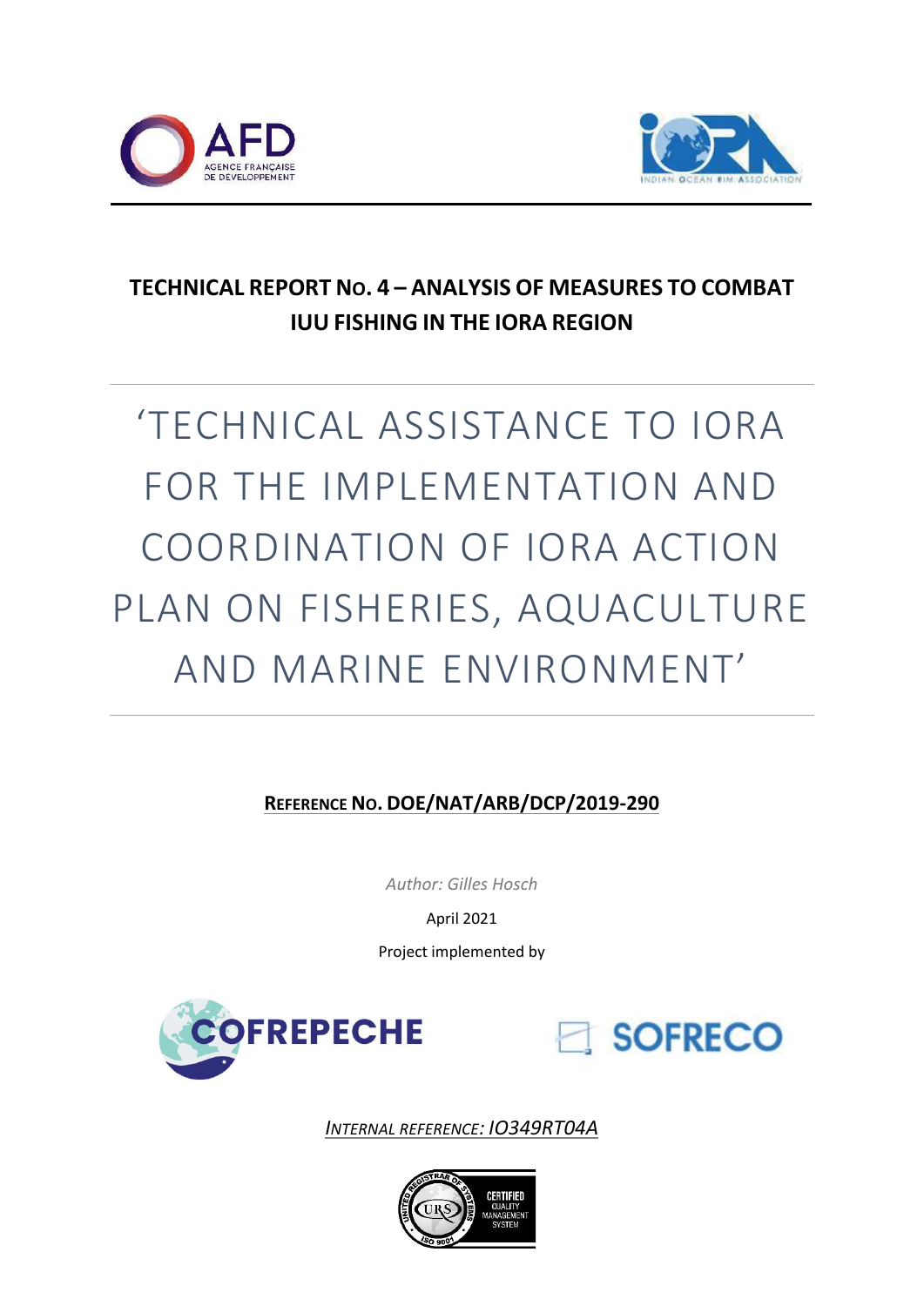# TECHNICAL REPORT NO. 4 – ANALYSIS OF MEASURES TO COMBAT IUU FISHING IN THE IORA REGION

‘TECHNICAL ASSISTANCE TO IORA FOR THE IMPLEMENTATION AND COORDINATION OF IORA ACTION PLAN ON FISHERIES, AQUACULTURE AND MARINE ENVIRONMENT’

**REFERENCE NO. DOE/NAT/ARB/DCP/2019-290**

*Author: Gilles Hosch*

April 2021

Project implemented by

*INTERNAL REFERENCE: IO349RT04A*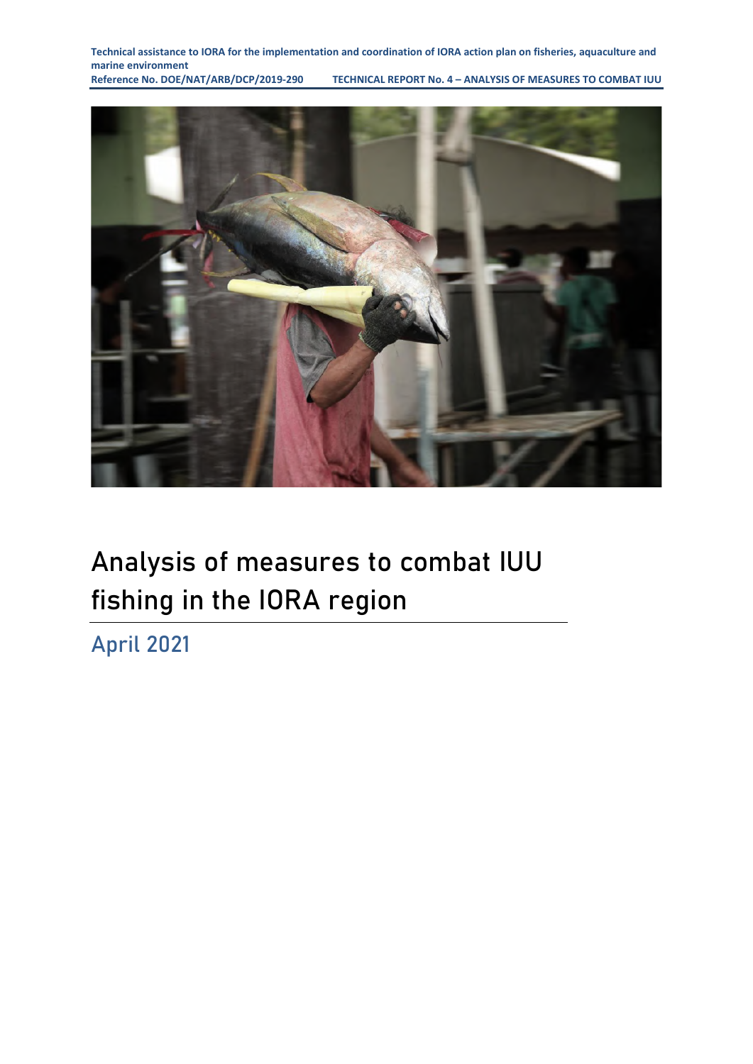# Analysis of measures to combat IUU fishing in the IORA region

April 2021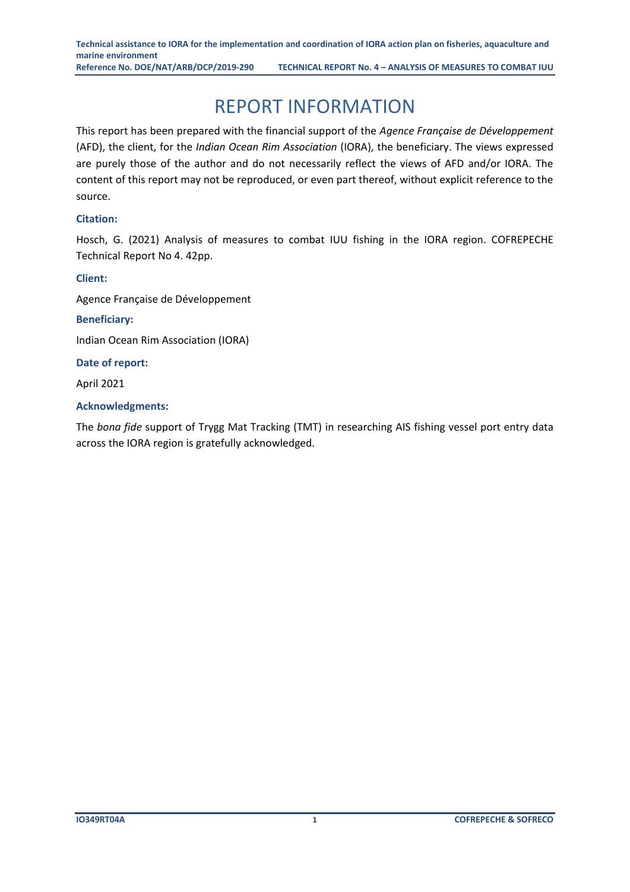# REPORT INFORMATION

This report has been prepared with the financial support of the *Agence Française de Développement* (AFD), the client, for the *Indian Ocean Rim Association* (IORA), the beneficiary. The views expressed are purely those of the author and do not necessarily reflect the views of AFD and/or IORA. The content of this report may not be reproduced, or even part thereof, without explicit reference to the source.

**Citation:**

Hosch, G. (2021) Analysis of measures to combat IUU fishing in the IORA region. COFREPECHE Technical Report No 4. 42pp.

**Client:**

Agence Française de Développement

**Beneficiary:**

Indian Ocean Rim Association (IORA)

**Date of report:**

April 2021

**Acknowledgments:**

The *bona fide* support of Trygg Mat Tracking (TMT) in researching AIS fishing vessel port entry data across the IORA region is gratefully acknowledged.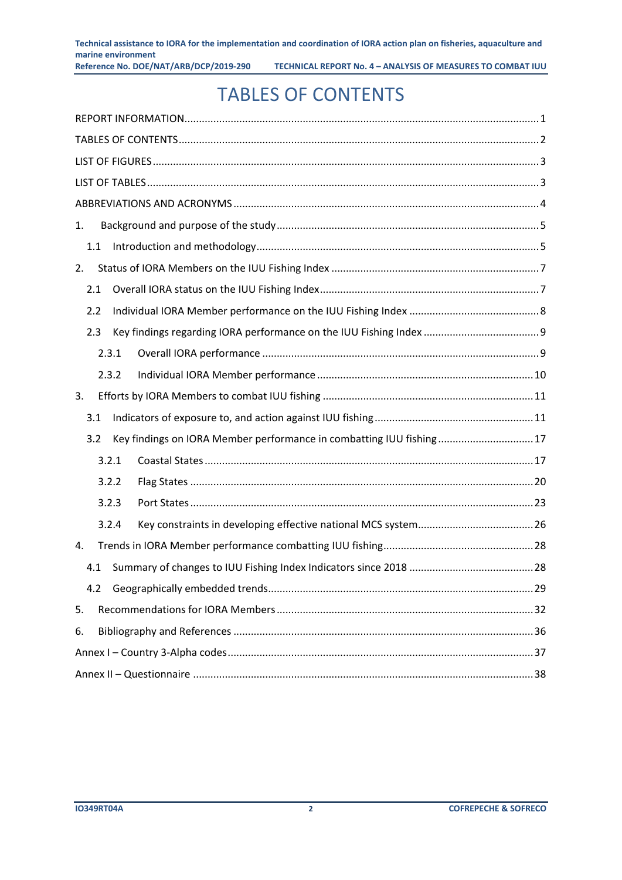# TABLES OF CONTENTS

REPORT INFORMATION ........................................................................................................... 1

TABLES OF CONTENTS ........................................................................................................... 2

LIST OF FIGURES ................................................................................................................... 3

LIST OF TABLES ..................................................................................................................... 3

ABBREVIATIONS AND ACRONYMS ........................................................................................ 4

1. Background and purpose of the study ................................................................................ 5

   1.1 Introduction and methodology ...................................................................................... 5

2. Status of IORA Members on the IUU Fishing Index .............................................................. 7

   2.1 Overall IORA status on the IUU Fishing Index ................................................................ 7

   2.2 Individual IORA Member performance on the IUU Fishing Index ................................... 8

   2.3 Key findings regarding IORA performance on the IUU Fishing Index ............................... 9

      2.3.1 Overall IORA performance ...................................................................................... 9

      2.3.2 Individual IORA Member performance ................................................................... 10

3. Efforts by IORA Members to combat IUU fishing ............................................................... 11

   3.1 Indicators of exposure to, and action against IUU fishing ............................................. 11

   3.2 Key findings on IORA Member performance in combatting IUU fishing ......................... 17

      3.2.1 Coastal States ....................................................................................................... 17

      3.2.2 Flag States ............................................................................................................ 20

      3.2.3 Port States ............................................................................................................ 23

      3.2.4 Key constraints in developing effective national MCS system ................................... 26

4. Trends in IORA Member performance combatting IUU fishing ............................................ 28

   4.1 Summary of changes to IUU Fishing Index Indicators since 2018 ................................... 28

   4.2 Geographically embedded trends .................................................................................. 29

5. Recommendations for IORA Members ............................................................................... 32

6. Bibliography and References ............................................................................................. 36

Annex I – Country 3-Alpha codes ........................................................................................... 37

Annex II – Questionnaire ....................................................................................................... 38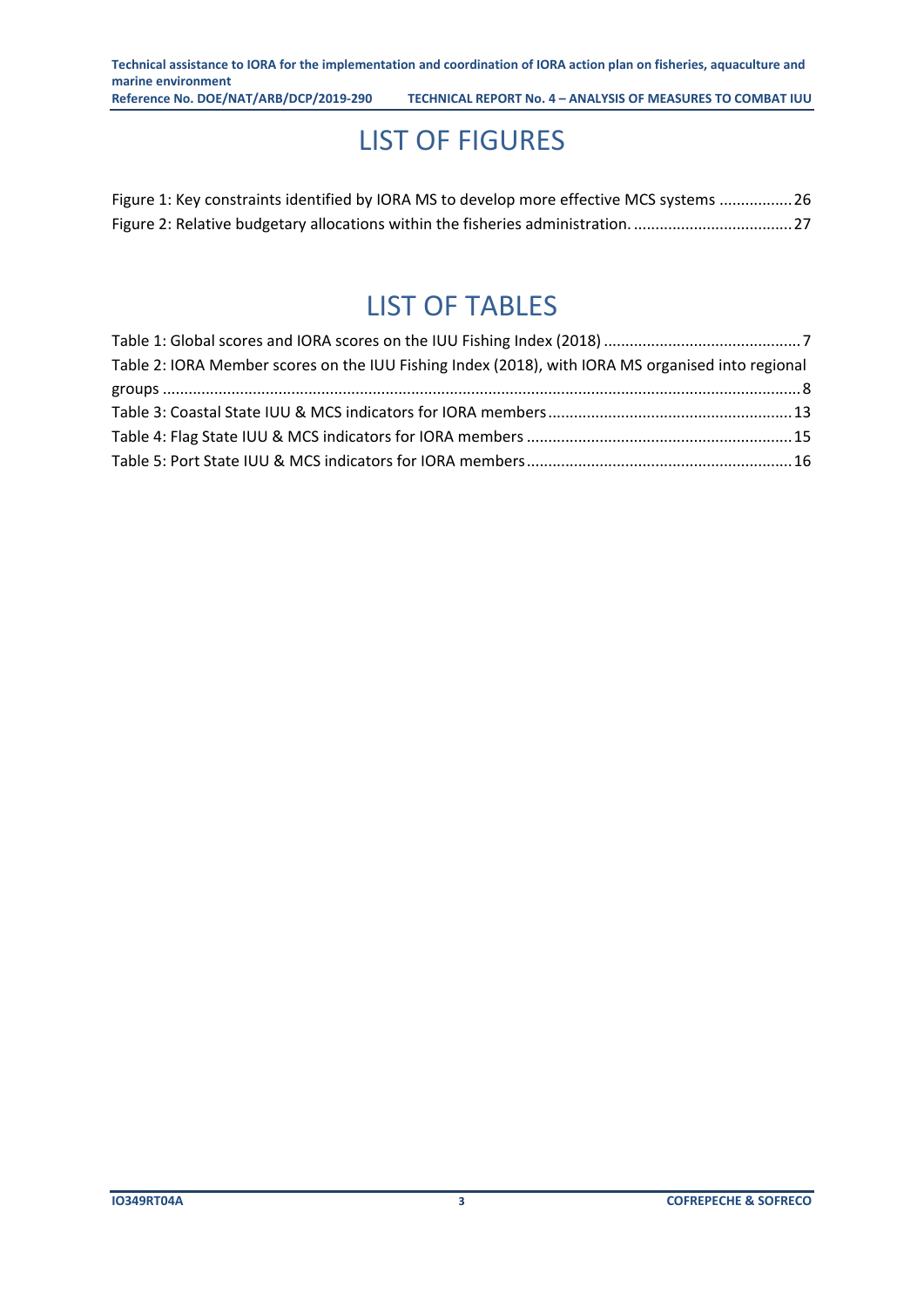# LIST OF FIGURES

Figure 1: Key constraints identified by IORA MS to develop more effective MCS systems ................. 26
Figure 2: Relative budgetary allocations within the fisheries administration. .................................... 27

# LIST OF TABLES

Table 1: Global scores and IORA scores on the IUU Fishing Index (2018) ............................................. 7
Table 2: IORA Member scores on the IUU Fishing Index (2018), with IORA MS organised into regional groups ........................................................................................................................................ 8
Table 3: Coastal State IUU & MCS indicators for IORA members ........................................................ 13
Table 4: Flag State IUU & MCS indicators for IORA members ............................................................. 15
Table 5: Port State IUU & MCS indicators for IORA members ............................................................. 16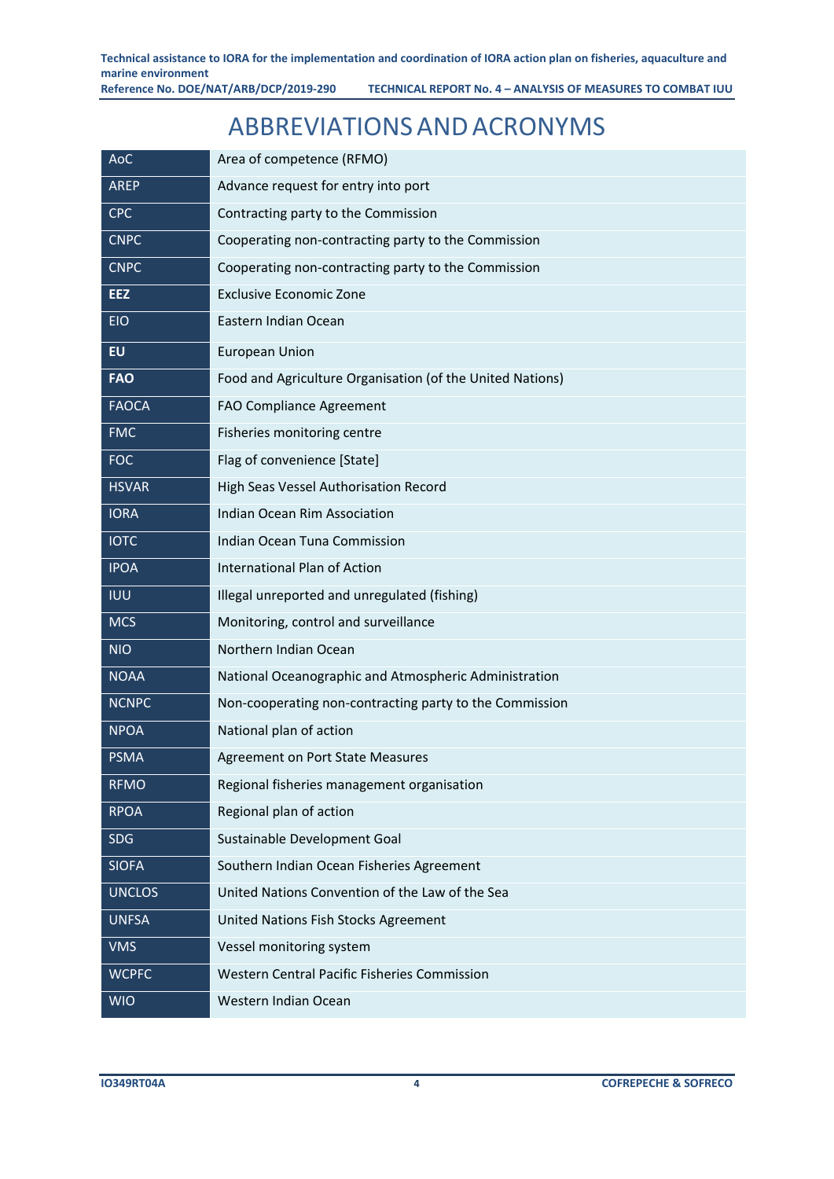# ABBREVIATIONS AND ACRONYMS

| | |
|---|---|
| AoC | Area of competence (RFMO) |
| AREP | Advance request for entry into port |
| CPC | Contracting party to the Commission |
| CNPC | Cooperating non-contracting party to the Commission |
| CNPC | Cooperating non-contracting party to the Commission |
| **EEZ** | Exclusive Economic Zone |
| EIO | Eastern Indian Ocean |
| **EU** | European Union |
| **FAO** | Food and Agriculture Organisation (of the United Nations) |
| FAOCA | FAO Compliance Agreement |
| FMC | Fisheries monitoring centre |
| FOC | Flag of convenience [State] |
| HSVAR | High Seas Vessel Authorisation Record |
| IORA | Indian Ocean Rim Association |
| IOTC | Indian Ocean Tuna Commission |
| IPOA | International Plan of Action |
| IUU | Illegal unreported and unregulated (fishing) |
| MCS | Monitoring, control and surveillance |
| NIO | Northern Indian Ocean |
| NOAA | National Oceanographic and Atmospheric Administration |
| NCNPC | Non-cooperating non-contracting party to the Commission |
| NPOA | National plan of action |
| PSMA | Agreement on Port State Measures |
| RFMO | Regional fisheries management organisation |
| RPOA | Regional plan of action |
| SDG | Sustainable Development Goal |
| SIOFA | Southern Indian Ocean Fisheries Agreement |
| UNCLOS | United Nations Convention of the Law of the Sea |
| UNFSA | United Nations Fish Stocks Agreement |
| VMS | Vessel monitoring system |
| WCPFC | Western Central Pacific Fisheries Commission |
| WIO | Western Indian Ocean |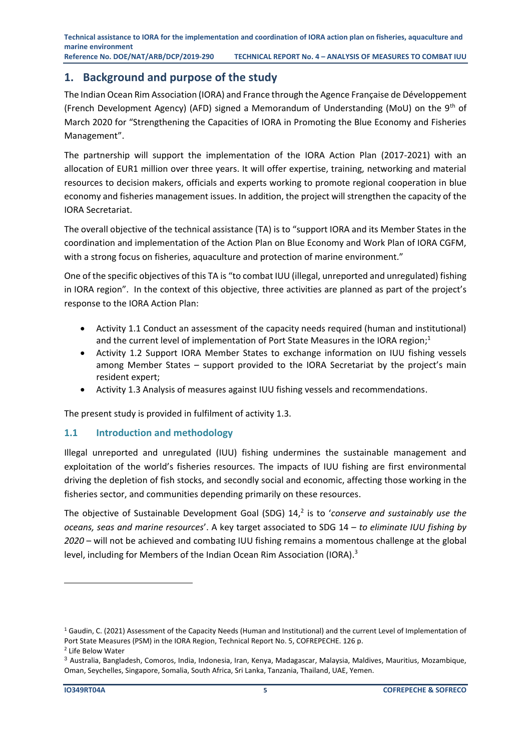## 1. Background and purpose of the study

The Indian Ocean Rim Association (IORA) and France through the Agence Française de Développement (French Development Agency) (AFD) signed a Memorandum of Understanding (MoU) on the 9th of March 2020 for "Strengthening the Capacities of IORA in Promoting the Blue Economy and Fisheries Management".

The partnership will support the implementation of the IORA Action Plan (2017-2021) with an allocation of EUR1 million over three years. It will offer expertise, training, networking and material resources to decision makers, officials and experts working to promote regional cooperation in blue economy and fisheries management issues. In addition, the project will strengthen the capacity of the IORA Secretariat.

The overall objective of the technical assistance (TA) is to "support IORA and its Member States in the coordination and implementation of the Action Plan on Blue Economy and Work Plan of IORA CGFM, with a strong focus on fisheries, aquaculture and protection of marine environment."

One of the specific objectives of this TA is "to combat IUU (illegal, unreported and unregulated) fishing in IORA region". In the context of this objective, three activities are planned as part of the project's response to the IORA Action Plan:

- Activity 1.1 Conduct an assessment of the capacity needs required (human and institutional) and the current level of implementation of Port State Measures in the IORA region;[1]
- Activity 1.2 Support IORA Member States to exchange information on IUU fishing vessels among Member States – support provided to the IORA Secretariat by the project's main resident expert;
- Activity 1.3 Analysis of measures against IUU fishing vessels and recommendations.

The present study is provided in fulfilment of activity 1.3.

### 1.1 Introduction and methodology

Illegal unreported and unregulated (IUU) fishing undermines the sustainable management and exploitation of the world's fisheries resources. The impacts of IUU fishing are first environmental driving the depletion of fish stocks, and secondly social and economic, affecting those working in the fisheries sector, and communities depending primarily on these resources.

The objective of Sustainable Development Goal (SDG) 14,[2] is to '*conserve and sustainably use the oceans, seas and marine resources*'. A key target associated to SDG 14 – *to eliminate IUU fishing by 2020* – will not be achieved and combating IUU fishing remains a momentous challenge at the global level, including for Members of the Indian Ocean Rim Association (IORA).[3]

---

[1] Gaudin, C. (2021) Assessment of the Capacity Needs (Human and Institutional) and the current Level of Implementation of Port State Measures (PSM) in the IORA Region, Technical Report No. 5, COFREPECHE. 126 p.

[2] Life Below Water

[3] Australia, Bangladesh, Comoros, India, Indonesia, Iran, Kenya, Madagascar, Malaysia, Maldives, Mauritius, Mozambique, Oman, Seychelles, Singapore, Somalia, South Africa, Sri Lanka, Tanzania, Thailand, UAE, Yemen.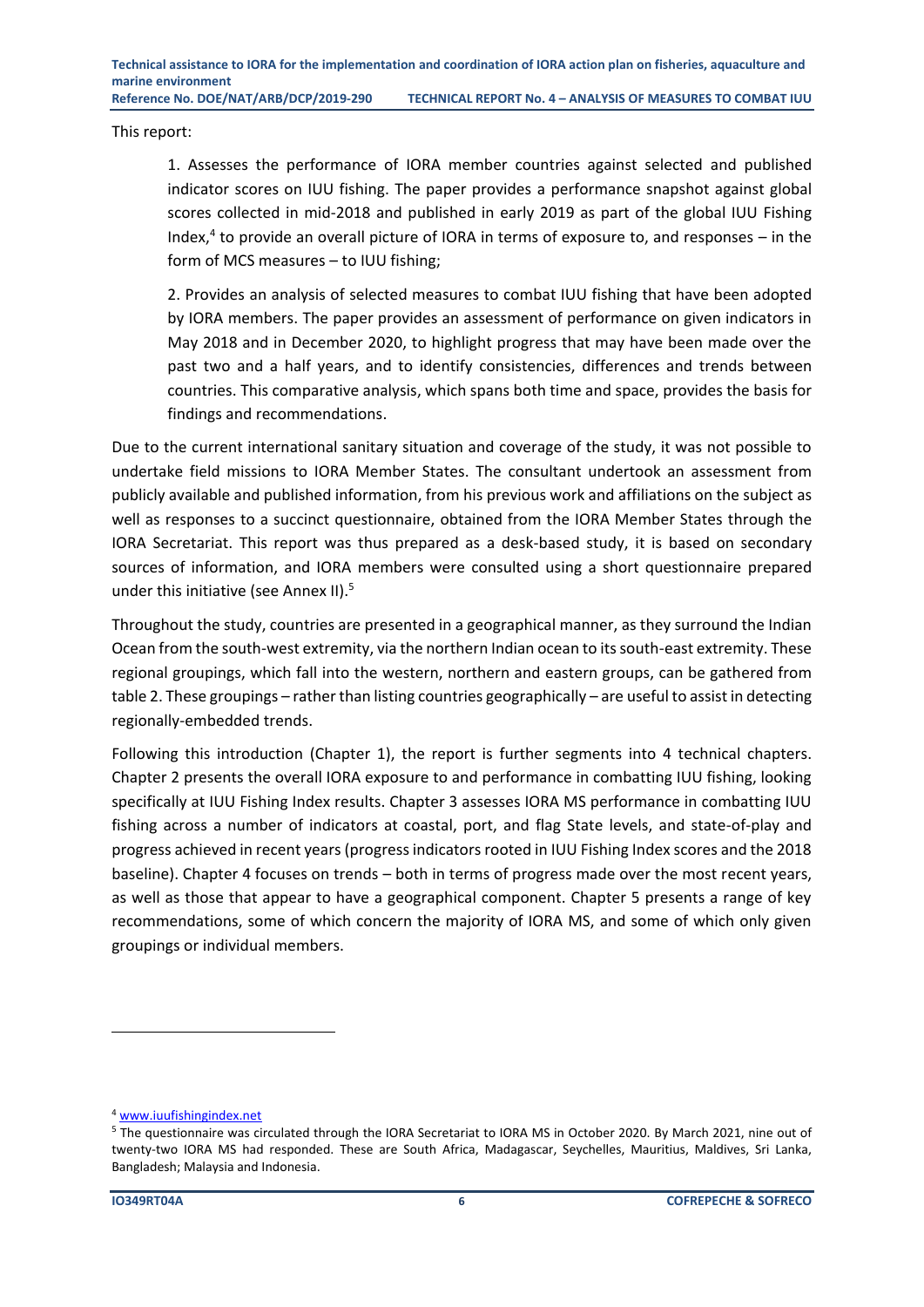This report:

1. Assesses the performance of IORA member countries against selected and published indicator scores on IUU fishing. The paper provides a performance snapshot against global scores collected in mid-2018 and published in early 2019 as part of the global IUU Fishing Index,[4] to provide an overall picture of IORA in terms of exposure to, and responses – in the form of MCS measures – to IUU fishing;

2. Provides an analysis of selected measures to combat IUU fishing that have been adopted by IORA members. The paper provides an assessment of performance on given indicators in May 2018 and in December 2020, to highlight progress that may have been made over the past two and a half years, and to identify consistencies, differences and trends between countries. This comparative analysis, which spans both time and space, provides the basis for findings and recommendations.

Due to the current international sanitary situation and coverage of the study, it was not possible to undertake field missions to IORA Member States. The consultant undertook an assessment from publicly available and published information, from his previous work and affiliations on the subject as well as responses to a succinct questionnaire, obtained from the IORA Member States through the IORA Secretariat. This report was thus prepared as a desk-based study, it is based on secondary sources of information, and IORA members were consulted using a short questionnaire prepared under this initiative (see Annex II).[5]

Throughout the study, countries are presented in a geographical manner, as they surround the Indian Ocean from the south-west extremity, via the northern Indian ocean to its south-east extremity. These regional groupings, which fall into the western, northern and eastern groups, can be gathered from table 2. These groupings – rather than listing countries geographically – are useful to assist in detecting regionally-embedded trends.

Following this introduction (Chapter 1), the report is further segments into 4 technical chapters. Chapter 2 presents the overall IORA exposure to and performance in combatting IUU fishing, looking specifically at IUU Fishing Index results. Chapter 3 assesses IORA MS performance in combatting IUU fishing across a number of indicators at coastal, port, and flag State levels, and state-of-play and progress achieved in recent years (progress indicators rooted in IUU Fishing Index scores and the 2018 baseline). Chapter 4 focuses on trends – both in terms of progress made over the most recent years, as well as those that appear to have a geographical component. Chapter 5 presents a range of key recommendations, some of which concern the majority of IORA MS, and some of which only given groupings or individual members.

---

[4] www.iuufishingindex.net

[5] The questionnaire was circulated through the IORA Secretariat to IORA MS in October 2020. By March 2021, nine out of twenty-two IORA MS had responded. These are South Africa, Madagascar, Seychelles, Mauritius, Maldives, Sri Lanka, Bangladesh; Malaysia and Indonesia.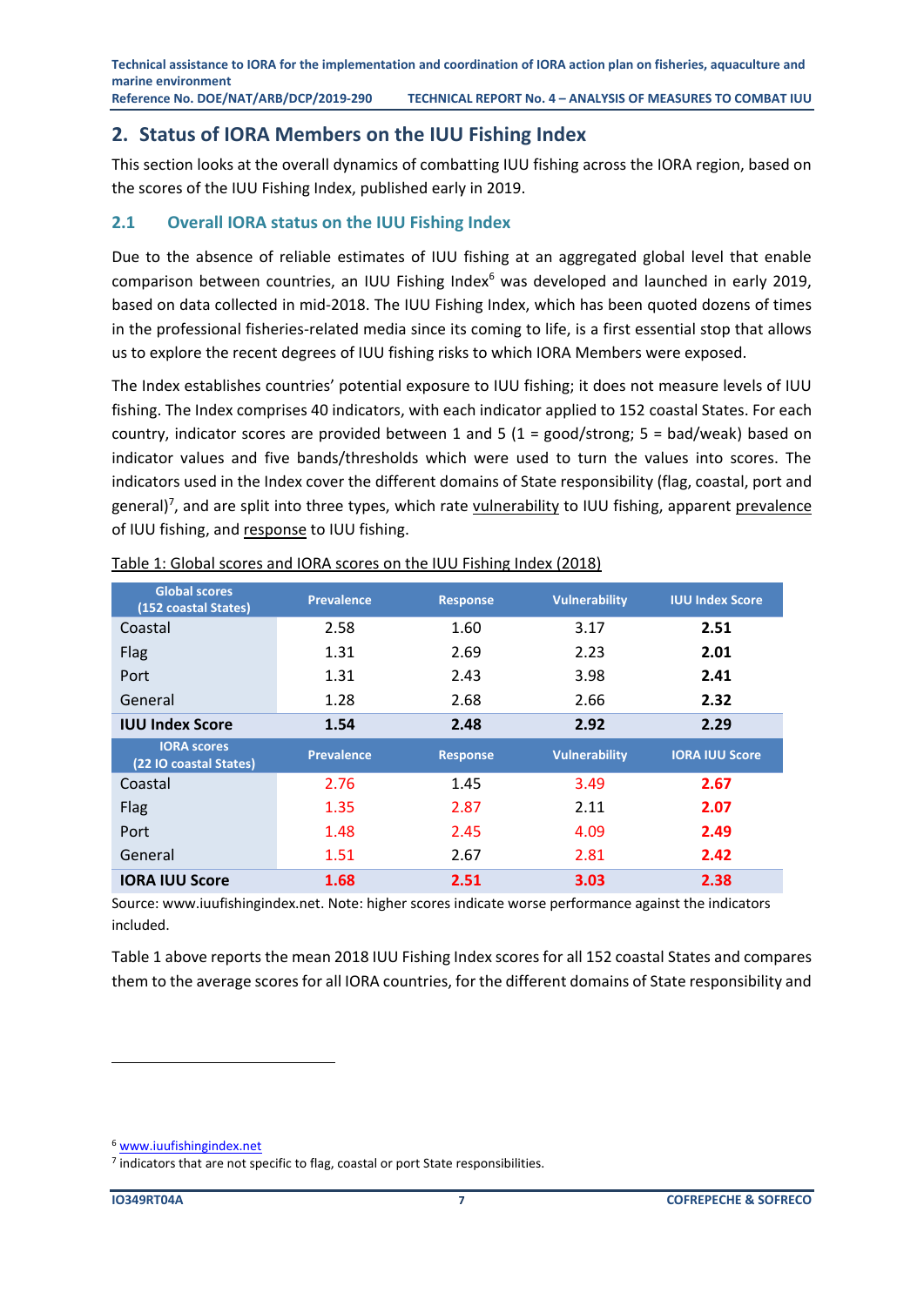## 2. Status of IORA Members on the IUU Fishing Index

This section looks at the overall dynamics of combatting IUU fishing across the IORA region, based on the scores of the IUU Fishing Index, published early in 2019.

### 2.1 Overall IORA status on the IUU Fishing Index

Due to the absence of reliable estimates of IUU fishing at an aggregated global level that enable comparison between countries, an IUU Fishing Index[6] was developed and launched in early 2019, based on data collected in mid-2018. The IUU Fishing Index, which has been quoted dozens of times in the professional fisheries-related media since its coming to life, is a first essential stop that allows us to explore the recent degrees of IUU fishing risks to which IORA Members were exposed.

The Index establishes countries' potential exposure to IUU fishing; it does not measure levels of IUU fishing. The Index comprises 40 indicators, with each indicator applied to 152 coastal States. For each country, indicator scores are provided between 1 and 5 (1 = good/strong; 5 = bad/weak) based on indicator values and five bands/thresholds which were used to turn the values into scores. The indicators used in the Index cover the different domains of State responsibility (flag, coastal, port and general)[7], and are split into three types, which rate vulnerability to IUU fishing, apparent prevalence of IUU fishing, and response to IUU fishing.

Table 1: Global scores and IORA scores on the IUU Fishing Index (2018)

| Global scores (152 coastal States) | Prevalence | Response | Vulnerability | IUU Index Score |
|---|---|---|---|---|
| Coastal | 2.58 | 1.60 | 3.17 | **2.51** |
| Flag | 1.31 | 2.69 | 2.23 | **2.01** |
| Port | 1.31 | 2.43 | 3.98 | **2.41** |
| General | 1.28 | 2.68 | 2.66 | **2.32** |
| **IUU Index Score** | **1.54** | **2.48** | **2.92** | **2.29** |
| **IORA scores (22 IO coastal States)** | **Prevalence** | **Response** | **Vulnerability** | **IORA IUU Score** |
| Coastal | 2.76 | 1.45 | 3.49 | **2.67** |
| Flag | 1.35 | 2.87 | 2.11 | **2.07** |
| Port | 1.48 | 2.45 | 4.09 | **2.49** |
| General | 1.51 | 2.67 | 2.81 | **2.42** |
| **IORA IUU Score** | **1.68** | **2.51** | **3.03** | **2.38** |

Source: www.iuufishingindex.net. Note: higher scores indicate worse performance against the indicators included.

Table 1 above reports the mean 2018 IUU Fishing Index scores for all 152 coastal States and compares them to the average scores for all IORA countries, for the different domains of State responsibility and

[6] www.iuufishingindex.net

[7] indicators that are not specific to flag, coastal or port State responsibilities.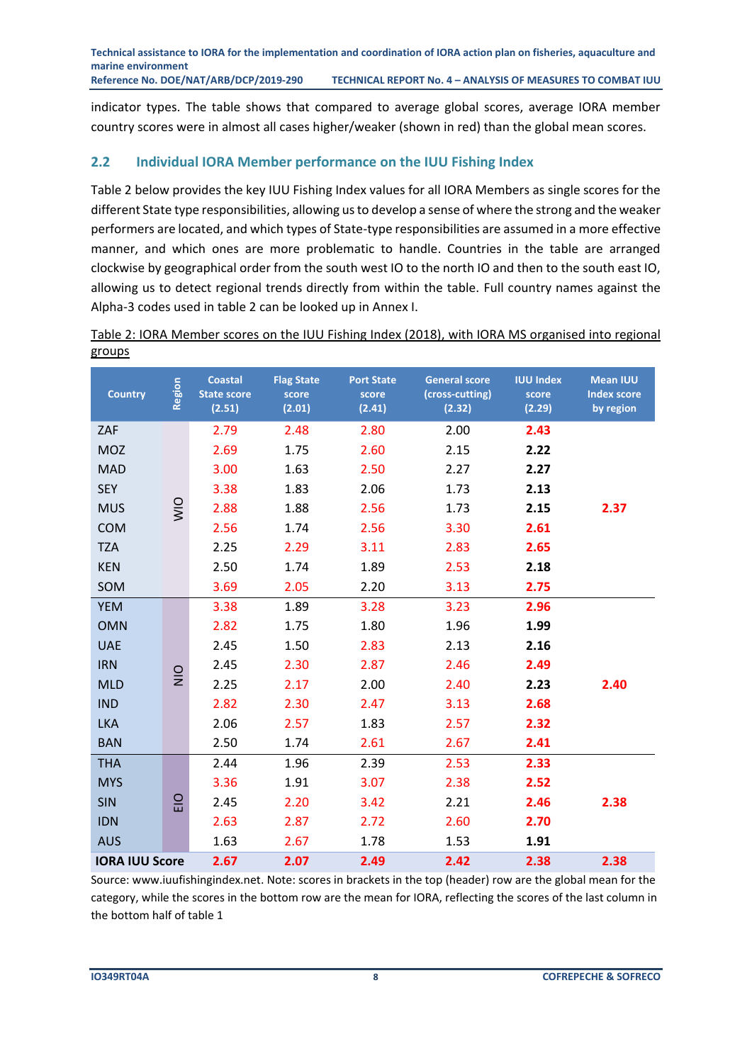indicator types. The table shows that compared to average global scores, average IORA member country scores were in almost all cases higher/weaker (shown in red) than the global mean scores.

## 2.2 Individual IORA Member performance on the IUU Fishing Index

Table 2 below provides the key IUU Fishing Index values for all IORA Members as single scores for the different State type responsibilities, allowing us to develop a sense of where the strong and the weaker performers are located, and which types of State-type responsibilities are assumed in a more effective manner, and which ones are more problematic to handle. Countries in the table are arranged clockwise by geographical order from the south west IO to the north IO and then to the south east IO, allowing us to detect regional trends directly from within the table. Full country names against the Alpha-3 codes used in table 2 can be looked up in Annex I.

Table 2: IORA Member scores on the IUU Fishing Index (2018), with IORA MS organised into regional groups

| Country | Region | Coastal State score (2.51) | Flag State score (2.01) | Port State score (2.41) | General score (cross-cutting) (2.32) | IUU Index score (2.29) | Mean IUU Index score by region |
|---|---|---|---|---|---|---|---|
| ZAF | WIO | 2.79 | 2.48 | 2.80 | 2.00 | **2.43** | 2.37 |
| MOZ | | 2.69 | 1.75 | 2.60 | 2.15 | **2.22** | |
| MAD | | 3.00 | 1.63 | 2.50 | 2.27 | **2.27** | |
| SEY | | 3.38 | 1.83 | 2.06 | 1.73 | **2.13** | |
| MUS | | 2.88 | 1.88 | 2.56 | 1.73 | **2.15** | |
| COM | | 2.56 | 1.74 | 2.56 | 3.30 | **2.61** | |
| TZA | | 2.25 | 2.29 | 3.11 | 2.83 | **2.65** | |
| KEN | | 2.50 | 1.74 | 1.89 | 2.53 | **2.18** | |
| SOM | | 3.69 | 2.05 | 2.20 | 3.13 | **2.75** | |
| YEM | NIO | 3.38 | 1.89 | 3.28 | 3.23 | **2.96** | 2.40 |
| OMN | | 2.82 | 1.75 | 1.80 | 1.96 | **1.99** | |
| UAE | | 2.45 | 1.50 | 2.83 | 2.13 | **2.16** | |
| IRN | | 2.45 | 2.30 | 2.87 | 2.46 | **2.49** | |
| MLD | | 2.25 | 2.17 | 2.00 | 2.40 | **2.23** | |
| IND | | 2.82 | 2.30 | 2.47 | 3.13 | **2.68** | |
| LKA | | 2.06 | 2.57 | 1.83 | 2.57 | **2.32** | |
| BAN | | 2.50 | 1.74 | 2.61 | 2.67 | **2.41** | |
| THA | EIO | 2.44 | 1.96 | 2.39 | 2.53 | **2.33** | 2.38 |
| MYS | | 3.36 | 1.91 | 3.07 | 2.38 | **2.52** | |
| SIN | | 2.45 | 2.20 | 3.42 | 2.21 | **2.46** | |
| IDN | | 2.63 | 2.87 | 2.72 | 2.60 | **2.70** | |
| AUS | | 1.63 | 2.67 | 1.78 | 1.53 | **1.91** | |
| **IORA IUU Score** | | **2.67** | **2.07** | **2.49** | **2.42** | **2.38** | **2.38** |

Source: www.iuufishingindex.net. Note: scores in brackets in the top (header) row are the global mean for the category, while the scores in the bottom row are the mean for IORA, reflecting the scores of the last column in the bottom half of table 1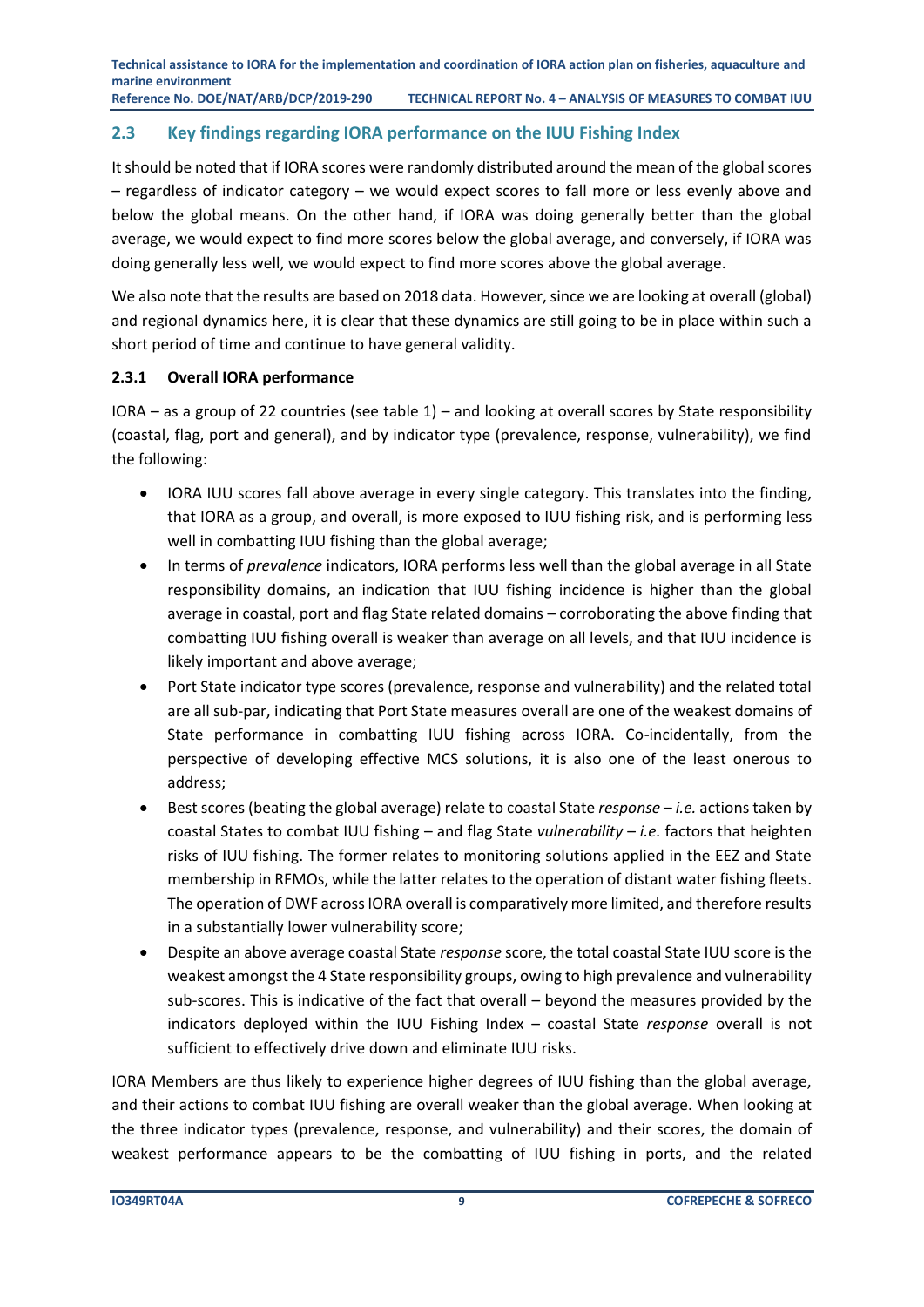## 2.3 Key findings regarding IORA performance on the IUU Fishing Index

It should be noted that if IORA scores were randomly distributed around the mean of the global scores – regardless of indicator category – we would expect scores to fall more or less evenly above and below the global means. On the other hand, if IORA was doing generally better than the global average, we would expect to find more scores below the global average, and conversely, if IORA was doing generally less well, we would expect to find more scores above the global average.

We also note that the results are based on 2018 data. However, since we are looking at overall (global) and regional dynamics here, it is clear that these dynamics are still going to be in place within such a short period of time and continue to have general validity.

### 2.3.1 Overall IORA performance

IORA – as a group of 22 countries (see table 1) – and looking at overall scores by State responsibility (coastal, flag, port and general), and by indicator type (prevalence, response, vulnerability), we find the following:

- IORA IUU scores fall above average in every single category. This translates into the finding, that IORA as a group, and overall, is more exposed to IUU fishing risk, and is performing less well in combatting IUU fishing than the global average;
- In terms of *prevalence* indicators, IORA performs less well than the global average in all State responsibility domains, an indication that IUU fishing incidence is higher than the global average in coastal, port and flag State related domains – corroborating the above finding that combatting IUU fishing overall is weaker than average on all levels, and that IUU incidence is likely important and above average;
- Port State indicator type scores (prevalence, response and vulnerability) and the related total are all sub-par, indicating that Port State measures overall are one of the weakest domains of State performance in combatting IUU fishing across IORA. Co-incidentally, from the perspective of developing effective MCS solutions, it is also one of the least onerous to address;
- Best scores (beating the global average) relate to coastal State *response* – *i.e.* actions taken by coastal States to combat IUU fishing – and flag State *vulnerability* – *i.e.* factors that heighten risks of IUU fishing. The former relates to monitoring solutions applied in the EEZ and State membership in RFMOs, while the latter relates to the operation of distant water fishing fleets. The operation of DWF across IORA overall is comparatively more limited, and therefore results in a substantially lower vulnerability score;
- Despite an above average coastal State *response* score, the total coastal State IUU score is the weakest amongst the 4 State responsibility groups, owing to high prevalence and vulnerability sub-scores. This is indicative of the fact that overall – beyond the measures provided by the indicators deployed within the IUU Fishing Index – coastal State *response* overall is not sufficient to effectively drive down and eliminate IUU risks.

IORA Members are thus likely to experience higher degrees of IUU fishing than the global average, and their actions to combat IUU fishing are overall weaker than the global average. When looking at the three indicator types (prevalence, response, and vulnerability) and their scores, the domain of weakest performance appears to be the combatting of IUU fishing in ports, and the related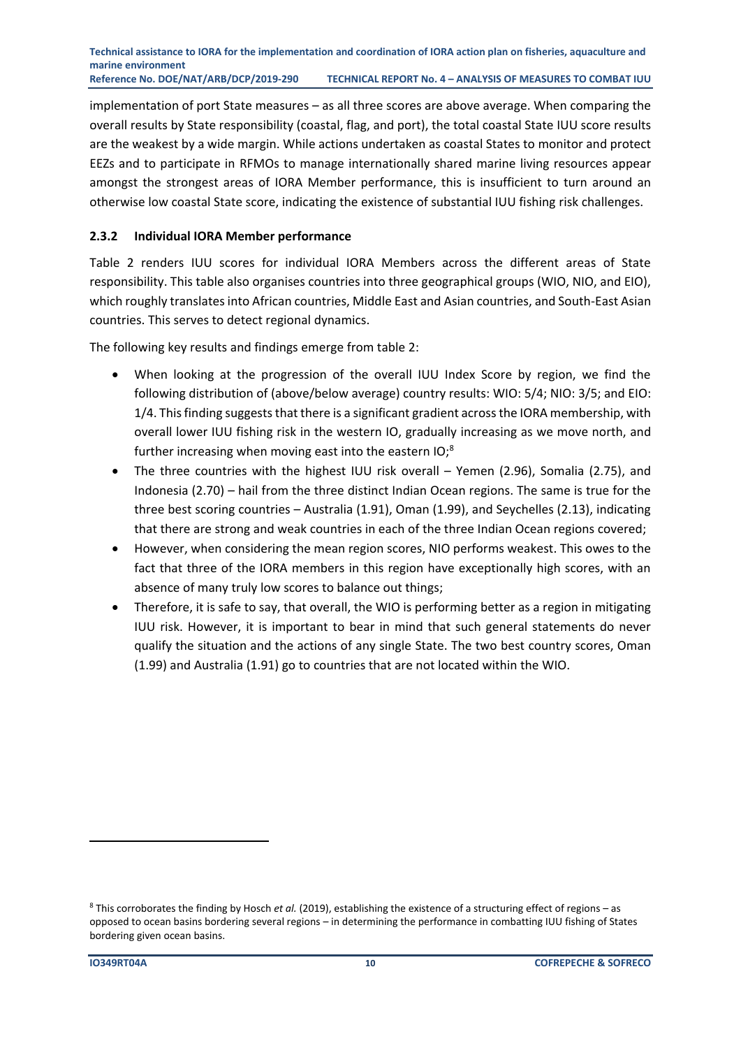implementation of port State measures – as all three scores are above average. When comparing the overall results by State responsibility (coastal, flag, and port), the total coastal State IUU score results are the weakest by a wide margin. While actions undertaken as coastal States to monitor and protect EEZs and to participate in RFMOs to manage internationally shared marine living resources appear amongst the strongest areas of IORA Member performance, this is insufficient to turn around an otherwise low coastal State score, indicating the existence of substantial IUU fishing risk challenges.

### 2.3.2 Individual IORA Member performance

Table 2 renders IUU scores for individual IORA Members across the different areas of State responsibility. This table also organises countries into three geographical groups (WIO, NIO, and EIO), which roughly translates into African countries, Middle East and Asian countries, and South-East Asian countries. This serves to detect regional dynamics.

The following key results and findings emerge from table 2:

- When looking at the progression of the overall IUU Index Score by region, we find the following distribution of (above/below average) country results: WIO: 5/4; NIO: 3/5; and EIO: 1/4. This finding suggests that there is a significant gradient across the IORA membership, with overall lower IUU fishing risk in the western IO, gradually increasing as we move north, and further increasing when moving east into the eastern IO;[8]
- The three countries with the highest IUU risk overall – Yemen (2.96), Somalia (2.75), and Indonesia (2.70) – hail from the three distinct Indian Ocean regions. The same is true for the three best scoring countries – Australia (1.91), Oman (1.99), and Seychelles (2.13), indicating that there are strong and weak countries in each of the three Indian Ocean regions covered;
- However, when considering the mean region scores, NIO performs weakest. This owes to the fact that three of the IORA members in this region have exceptionally high scores, with an absence of many truly low scores to balance out things;
- Therefore, it is safe to say, that overall, the WIO is performing better as a region in mitigating IUU risk. However, it is important to bear in mind that such general statements do never qualify the situation and the actions of any single State. The two best country scores, Oman (1.99) and Australia (1.91) go to countries that are not located within the WIO.

[8] This corroborates the finding by Hosch *et al.* (2019), establishing the existence of a structuring effect of regions – as opposed to ocean basins bordering several regions – in determining the performance in combatting IUU fishing of States bordering given ocean basins.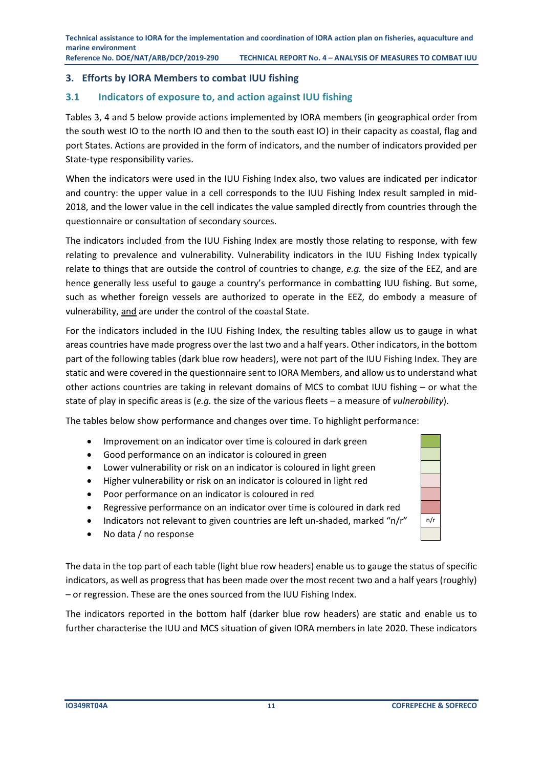## 3. Efforts by IORA Members to combat IUU fishing

### 3.1 Indicators of exposure to, and action against IUU fishing

Tables 3, 4 and 5 below provide actions implemented by IORA members (in geographical order from the south west IO to the north IO and then to the south east IO) in their capacity as coastal, flag and port States. Actions are provided in the form of indicators, and the number of indicators provided per State-type responsibility varies.

When the indicators were used in the IUU Fishing Index also, two values are indicated per indicator and country: the upper value in a cell corresponds to the IUU Fishing Index result sampled in mid-2018, and the lower value in the cell indicates the value sampled directly from countries through the questionnaire or consultation of secondary sources.

The indicators included from the IUU Fishing Index are mostly those relating to response, with few relating to prevalence and vulnerability. Vulnerability indicators in the IUU Fishing Index typically relate to things that are outside the control of countries to change, *e.g.* the size of the EEZ, and are hence generally less useful to gauge a country's performance in combatting IUU fishing. But some, such as whether foreign vessels are authorized to operate in the EEZ, do embody a measure of vulnerability, and are under the control of the coastal State.

For the indicators included in the IUU Fishing Index, the resulting tables allow us to gauge in what areas countries have made progress over the last two and a half years. Other indicators, in the bottom part of the following tables (dark blue row headers), were not part of the IUU Fishing Index. They are static and were covered in the questionnaire sent to IORA Members, and allow us to understand what other actions countries are taking in relevant domains of MCS to combat IUU fishing – or what the state of play in specific areas is (*e.g.* the size of the various fleets – a measure of *vulnerability*).

The tables below show performance and changes over time. To highlight performance:

- Improvement on an indicator over time is coloured in dark green
- Good performance on an indicator is coloured in green
- Lower vulnerability or risk on an indicator is coloured in light green
- Higher vulnerability or risk on an indicator is coloured in light red
- Poor performance on an indicator is coloured in red
- Regressive performance on an indicator over time is coloured in dark red
- Indicators not relevant to given countries are left un-shaded, marked "n/r"
- No data / no response

The data in the top part of each table (light blue row headers) enable us to gauge the status of specific indicators, as well as progress that has been made over the most recent two and a half years (roughly) – or regression. These are the ones sourced from the IUU Fishing Index.

The indicators reported in the bottom half (darker blue row headers) are static and enable us to further characterise the IUU and MCS situation of given IORA members in late 2020. These indicators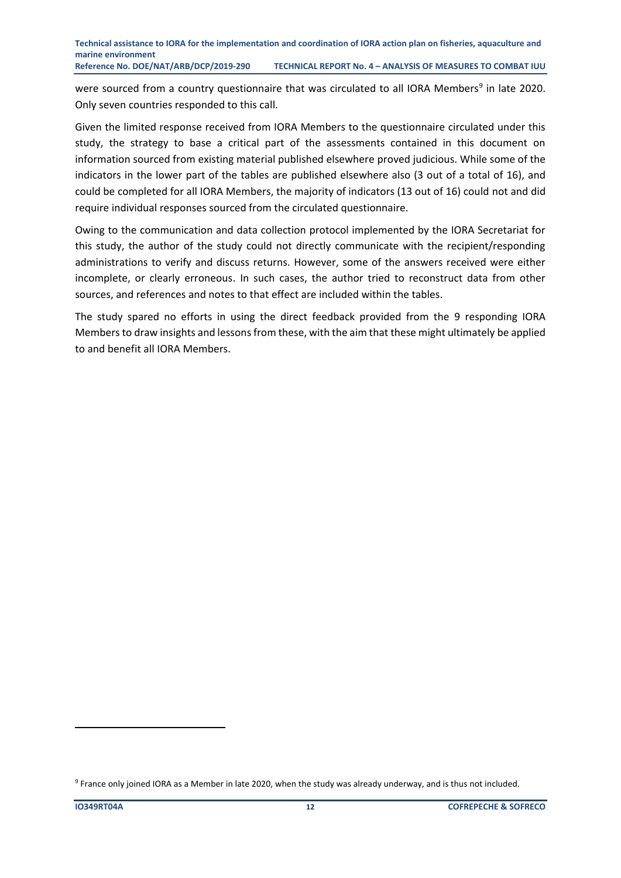were sourced from a country questionnaire that was circulated to all IORA Members[9] in late 2020. Only seven countries responded to this call.

Given the limited response received from IORA Members to the questionnaire circulated under this study, the strategy to base a critical part of the assessments contained in this document on information sourced from existing material published elsewhere proved judicious. While some of the indicators in the lower part of the tables are published elsewhere also (3 out of a total of 16), and could be completed for all IORA Members, the majority of indicators (13 out of 16) could not and did require individual responses sourced from the circulated questionnaire.

Owing to the communication and data collection protocol implemented by the IORA Secretariat for this study, the author of the study could not directly communicate with the recipient/responding administrations to verify and discuss returns. However, some of the answers received were either incomplete, or clearly erroneous. In such cases, the author tried to reconstruct data from other sources, and references and notes to that effect are included within the tables.

The study spared no efforts in using the direct feedback provided from the 9 responding IORA Members to draw insights and lessons from these, with the aim that these might ultimately be applied to and benefit all IORA Members.

[9] France only joined IORA as a Member in late 2020, when the study was already underway, and is thus not included.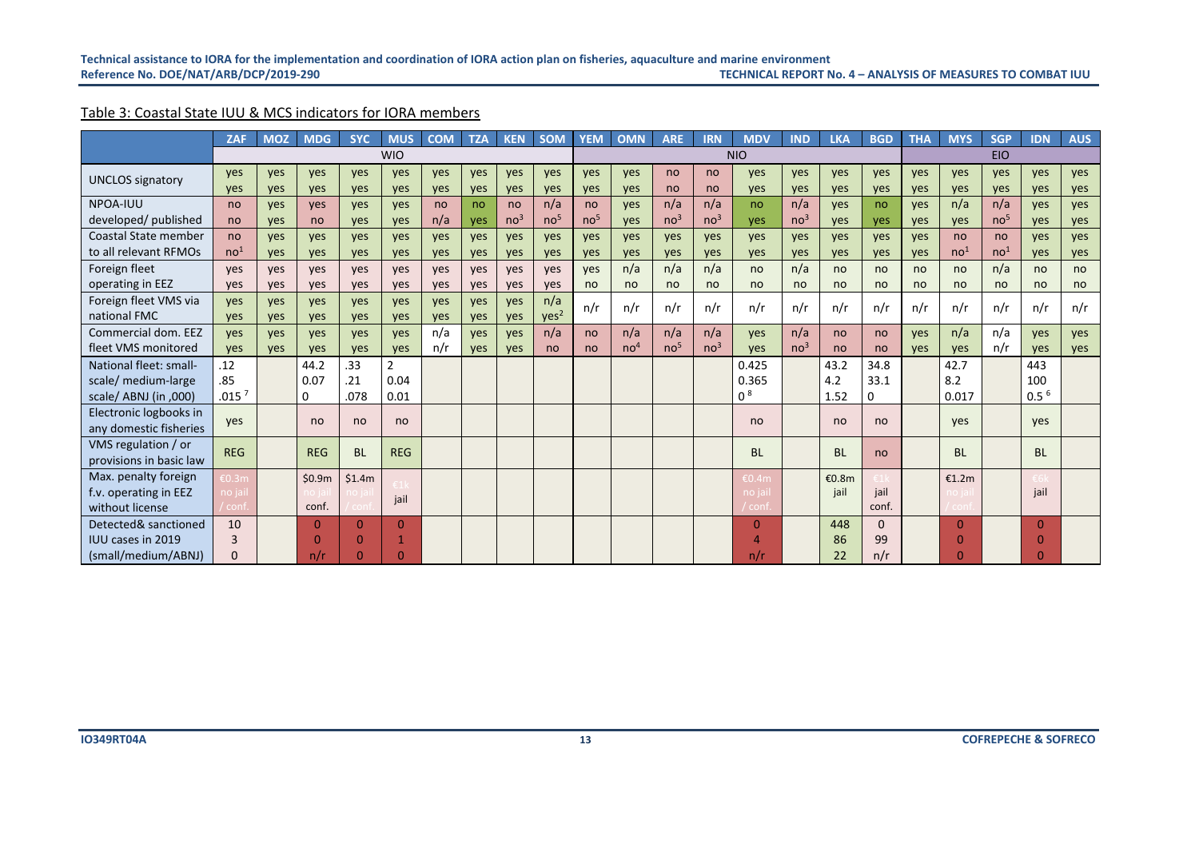Table 3: Coastal State IUU & MCS indicators for IORA members

| | ZAF | MOZ | MDG | SYC | MUS | COM | TZA | KEN | SOM | YEM | OMN | ARE | IRN | MDV | IND | LKA | BGD | THA | MYS | SGP | IDN | AUS |
|---|---|---|---|---|---|---|---|---|---|---|---|---|---|---|---|---|---|---|---|---|---|---|
| | WIO | | | | | | | | | NIO | | | | | | | | EIO | | | | |
| UNCLOS signatory | yes yes | yes yes | yes yes | yes yes | yes yes | yes yes | yes yes | yes yes | yes yes | yes yes | yes yes | no no | no no | yes yes | yes yes | yes yes | yes yes | yes yes | yes yes | yes yes | yes yes | yes yes |
| NPOA-IUU developed/ published | no no | yes yes | yes no | yes yes | yes yes | no n/a | no yes | no no[3] | n/a no[5] | no no[5] | yes yes | n/a no[3] | n/a no[3] | no yes | n/a no[3] | yes yes | no yes | yes yes | n/a yes | n/a no[5] | yes yes | yes yes |
| Coastal State member to all relevant RFMOs | no no[1] | yes yes | yes yes | yes yes | yes yes | yes yes | yes yes | yes yes | yes yes | yes yes | yes yes | yes yes | yes yes | yes yes | yes yes | yes yes | yes yes | yes yes | no no[1] | no no[1] | yes yes | yes yes |
| Foreign fleet operating in EEZ | yes yes | yes yes | yes yes | yes yes | yes yes | yes yes | yes yes | yes yes | yes yes | yes no | n/a no | n/a no | n/a no | no no | n/a no | no no | no no | no no | no no | n/a no | no no | no no |
| Foreign fleet VMS via national FMC | yes yes | yes yes | yes yes | yes yes | yes yes | yes yes | yes yes | yes yes | n/a yes[2] | n/r | n/r | n/r | n/r | n/r | n/r | n/r | n/r | n/r | n/r | n/r | n/r | n/r |
| Commercial dom. EEZ fleet VMS monitored | yes yes | yes yes | yes yes | yes yes | yes yes | n/a n/r | yes yes | yes yes | n/a no | no no | n/a no[4] | n/a no[5] | n/a no[3] | yes yes | n/a no[3] | no no | no no | yes yes | n/a yes | n/a n/r | yes yes | yes yes |
| National fleet: small-scale/ medium-large scale/ ABNJ (in ,000) | .12 .85 .015 [7] | | 44.2 0.07 0 | .33 .21 .078 | 2 0.04 0.01 | | | | | | | | | 0.425 0.365 0 [8] | | 43.2 4.2 1.52 | 34.8 33.1 0 | | 42.7 8.2 0.017 | | 443 100 0.5 [6] | |
| Electronic logbooks in any domestic fisheries | yes | | no | no | no | | | | | | | | | no | | no | no | | yes | | yes | |
| VMS regulation / or provisions in basic law | REG | | REG | BL | REG | | | | | | | | | BL | | BL | no | | BL | | BL | |
| Max. penalty foreign f.v. operating in EEZ without license | €0.3m no jail / conf. | | $0.9m no jail conf. | $1.4m no jail / conf. | €1k jail | | | | | | | | | €0.4m no jail / conf. | | €0.8m jail | €1k jail conf. | | €1.2m no jail / conf. | | €6k jail | |
| Detected& sanctioned IUU cases in 2019 (small/medium/ABNJ) | 10 3 0 | | 0 0 n/r | 0 0 0 | 0 1 0 | | | | | | | | | 0 4 n/r | | 448 86 22 | 0 99 n/r | | 0 0 0 | | 0 0 0 | |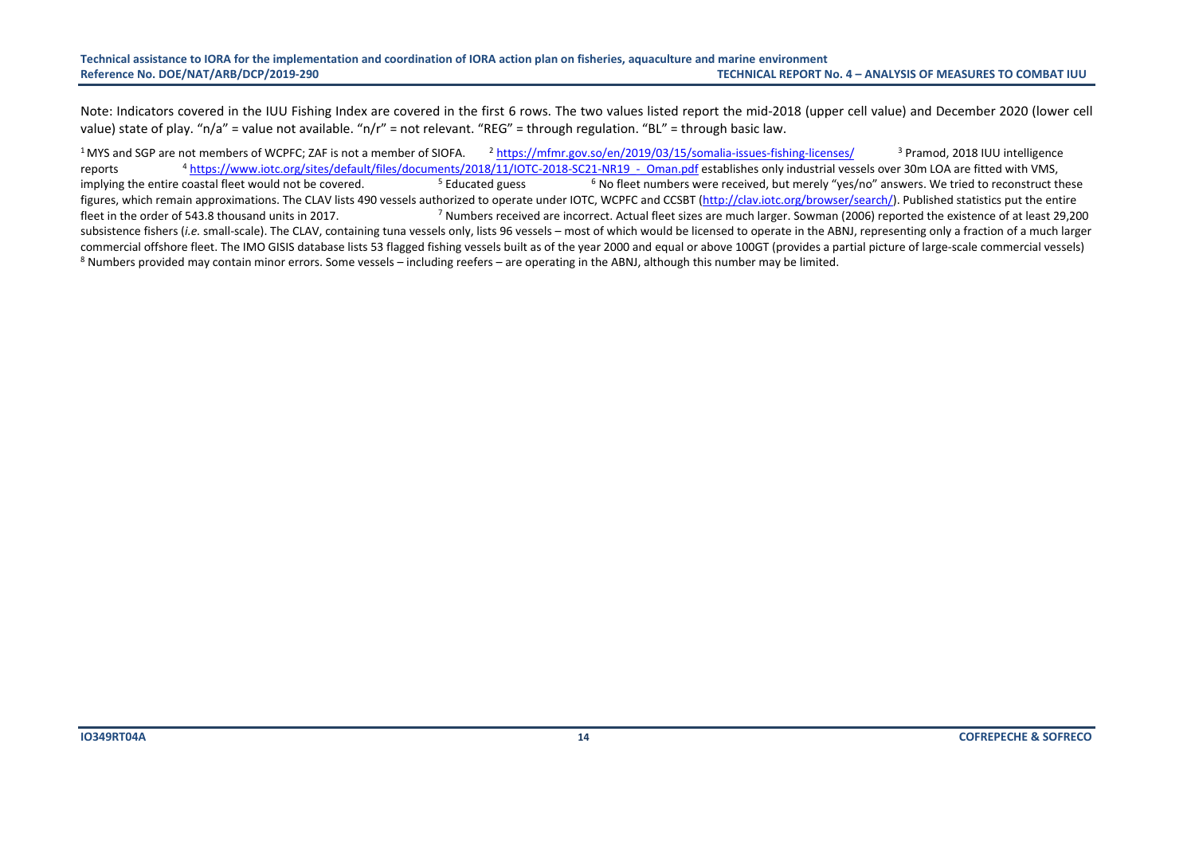Note: Indicators covered in the IUU Fishing Index are covered in the first 6 rows. The two values listed report the mid-2018 (upper cell value) and December 2020 (lower cell value) state of play. "n/a" = value not available. "n/r" = not relevant. "REG" = through regulation. "BL" = through basic law.

[1] MYS and SGP are not members of WCPFC; ZAF is not a member of SIOFA. [2] https://mfmr.gov.so/en/2019/03/15/somalia-issues-fishing-licenses/ [3] Pramod, 2018 IUU intelligence reports [4] https://www.iotc.org/sites/default/files/documents/2018/11/IOTC-2018-SC21-NR19_-_Oman.pdf establishes only industrial vessels over 30m LOA are fitted with VMS, implying the entire coastal fleet would not be covered. [5] Educated guess [6] No fleet numbers were received, but merely "yes/no" answers. We tried to reconstruct these figures, which remain approximations. The CLAV lists 490 vessels authorized to operate under IOTC, WCPFC and CCSBT (http://clav.iotc.org/browser/search/). Published statistics put the entire fleet in the order of 543.8 thousand units in 2017. [7] Numbers received are incorrect. Actual fleet sizes are much larger. Sowman (2006) reported the existence of at least 29,200 subsistence fishers (*i.e.* small-scale). The CLAV, containing tuna vessels only, lists 96 vessels – most of which would be licensed to operate in the ABNJ, representing only a fraction of a much larger commercial offshore fleet. The IMO GISIS database lists 53 flagged fishing vessels built as of the year 2000 and equal or above 100GT (provides a partial picture of large-scale commercial vessels) [8] Numbers provided may contain minor errors. Some vessels – including reefers – are operating in the ABNJ, although this number may be limited.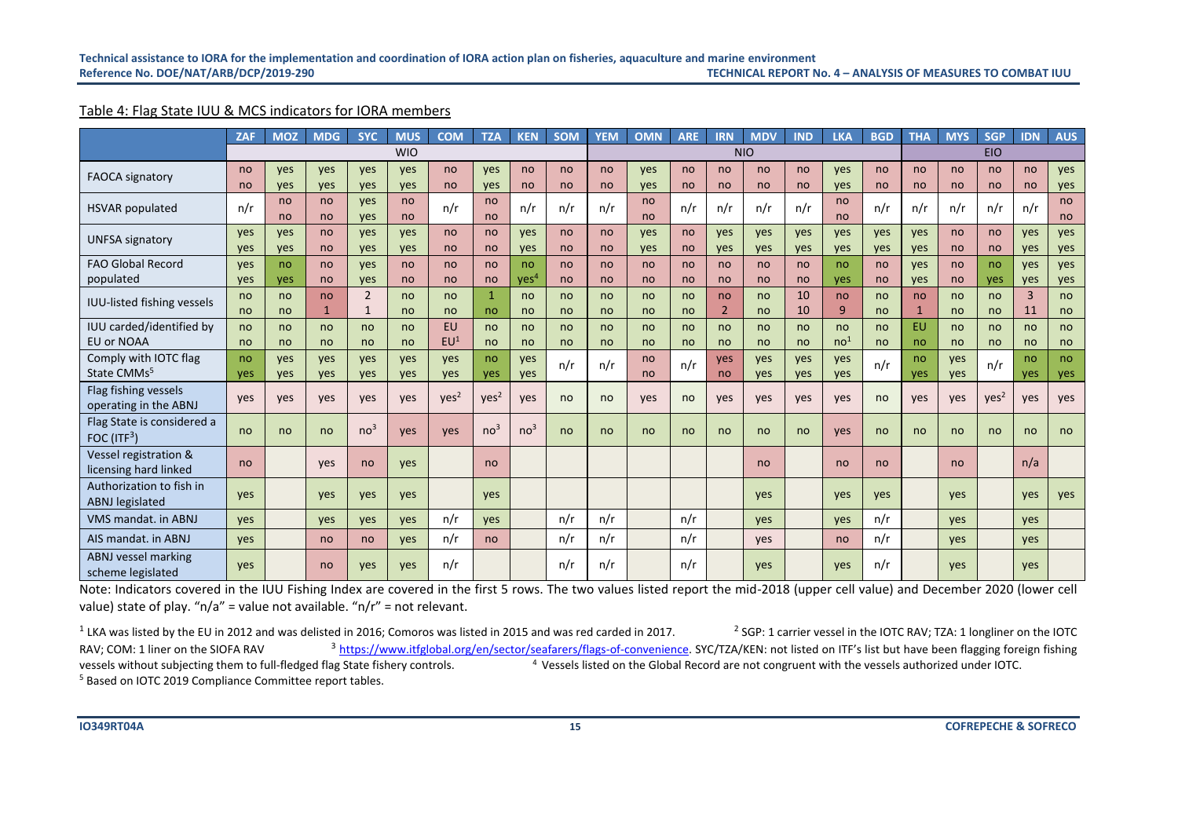Table 4: Flag State IUU & MCS indicators for IORA members

| | ZAF | MOZ | MDG | SYC | MUS | COM | TZA | KEN | SOM | YEM | OMN | ARE | IRN | MDV | IND | LKA | BGD | THA | MYS | SGP | IDN | AUS |
|---|---|---|---|---|---|---|---|---|---|---|---|---|---|---|---|---|---|---|---|---|---|---|
| | WIO | | | | | | | | | NIO | | | | | | | | EIO | | | | |
| FAOCA signatory | no<br>no | yes<br>yes | yes<br>yes | yes<br>yes | yes<br>yes | no<br>no | yes<br>yes | no<br>no | no<br>no | no<br>no | yes<br>yes | no<br>no | no<br>no | no<br>no | no<br>no | yes<br>yes | no<br>no | no<br>no | no<br>no | no<br>no | no<br>no | yes<br>yes |
| HSVAR populated | n/r | no<br>no | no<br>no | yes<br>yes | no<br>no | n/r | no<br>no | n/r | n/r | n/r | no<br>no | n/r | n/r | n/r | n/r | no<br>no | n/r | n/r | n/r | n/r | n/r | no<br>no |
| UNFSA signatory | yes<br>yes | yes<br>yes | no<br>no | yes<br>yes | yes<br>yes | no<br>no | no<br>no | yes<br>yes | no<br>no | no<br>no | yes<br>yes | no<br>no | yes<br>yes | yes<br>yes | yes<br>yes | yes<br>yes | yes<br>yes | yes<br>yes | no<br>no | no<br>no | yes<br>yes | yes<br>yes |
| FAO Global Record populated | yes<br>yes | no<br>yes | no<br>no | yes<br>yes | no<br>no | no<br>no | no<br>no | no<br>yes[4] | no<br>no | no<br>no | no<br>no | no<br>no | no<br>no | no<br>no | no<br>no | no<br>yes | no<br>no | yes<br>yes | no<br>no | no<br>yes | yes<br>yes | yes<br>yes |
| IUU-listed fishing vessels | no<br>no | no<br>no | no<br>1 | 2<br>1 | no<br>no | no<br>no | 1<br>no | no<br>no | no<br>no | no<br>no | no<br>no | no<br>no | no<br>2 | no<br>no | 10<br>10 | no<br>9 | no<br>no | no<br>1 | no<br>no | no<br>no | 3<br>11 | no<br>no |
| IUU carded/identified by EU or NOAA | no<br>no | no<br>no | no<br>no | no<br>no | no<br>no | EU<br>EU[1] | no<br>no | no<br>no | no<br>no | no<br>no | no<br>no | no<br>no | no<br>no | no<br>no | no<br>no | no<br>no[1] | no<br>no | EU<br>no | no<br>no | no<br>no | no<br>no | no<br>no |
| Comply with IOTC flag State CMMs[5] | no<br>yes | yes<br>yes | yes<br>yes | yes<br>yes | yes<br>yes | yes<br>yes | no<br>yes | yes<br>yes | n/r | n/r | no<br>no | n/r | yes<br>no | yes<br>yes | yes<br>yes | yes<br>yes | n/r | no<br>yes | yes<br>yes | n/r | no<br>yes | no<br>yes |
| Flag fishing vessels operating in the ABNJ | yes | yes | yes | yes | yes | yes[2] | yes[2] | yes | no | no | yes | no | yes | yes | yes | yes | no | yes | yes | yes[2] | yes | yes |
| Flag State is considered a FOC (ITF[3]) | no | no | no | no[3] | yes | yes | no[3] | no[3] | no | no | no | no | no | no | no | yes | no | no | no | no | no | no |
| Vessel registration & licensing hard linked | no | | yes | no | yes | | no | | | | | | | no | | no | no | | no | | n/a | |
| Authorization to fish in ABNJ legislated | yes | | yes | yes | yes | | yes | | | | | | | yes | | yes | yes | | yes | | yes | yes |
| VMS mandat. in ABNJ | yes | | yes | yes | yes | n/r | yes | | n/r | n/r | | n/r | | yes | | yes | n/r | | yes | | yes | |
| AIS mandat. in ABNJ | yes | | no | no | yes | n/r | no | | n/r | n/r | | n/r | | yes | | no | n/r | | yes | | yes | |
| ABNJ vessel marking scheme legislated | yes | | no | yes | yes | n/r | | | n/r | n/r | | n/r | | yes | | yes | n/r | | yes | | yes | |

Note: Indicators covered in the IUU Fishing Index are covered in the first 5 rows. The two values listed report the mid-2018 (upper cell value) and December 2020 (lower cell value) state of play. "n/a" = value not available. "n/r" = not relevant.

[1] LKA was listed by the EU in 2012 and was delisted in 2016; Comoros was listed in 2015 and was red carded in 2017. [2] SGP: 1 carrier vessel in the IOTC RAV; TZA: 1 longliner on the IOTC RAV; COM: 1 liner on the SIOFA RAV [3] https://www.itfglobal.org/en/sector/seafarers/flags-of-convenience. SYC/TZA/KEN: not listed on ITF's list but have been flagging foreign fishing vessels without subjecting them to full-fledged flag State fishery controls. [4] Vessels listed on the Global Record are not congruent with the vessels authorized under IOTC.
[5] Based on IOTC 2019 Compliance Committee report tables.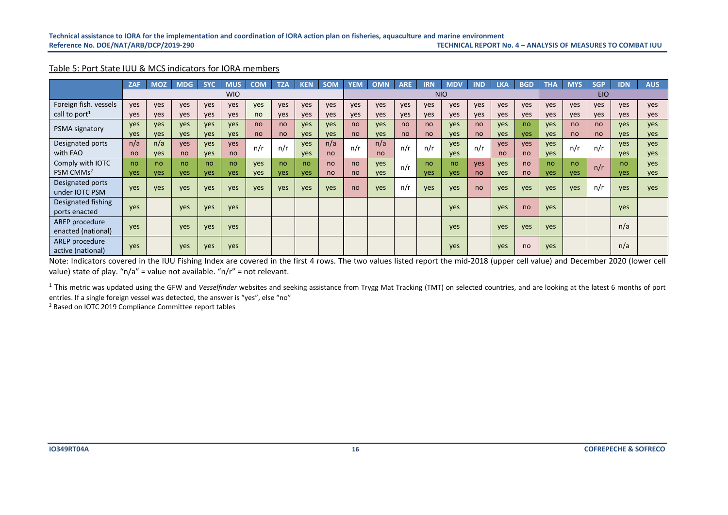Table 5: Port State IUU & MCS indicators for IORA members

| | ZAF | MOZ | MDG | SYC | MUS | COM | TZA | KEN | SOM | YEM | OMN | ARE | IRN | MDV | IND | LKA | BGD | THA | MYS | SGP | IDN | AUS |
|---|---|---|---|---|---|---|---|---|---|---|---|---|---|---|---|---|---|---|---|---|---|---|
| | WIO | | | | | | | | | NIO | | | | | | | | EIO | | | | |
| Foreign fish. vessels call to port[1] | yes<br>yes | yes<br>yes | yes<br>yes | yes<br>yes | yes<br>yes | yes<br>no | yes<br>yes | yes<br>yes | yes<br>yes | yes<br>yes | yes<br>yes | yes<br>yes | yes<br>yes | yes<br>yes | yes<br>yes | yes<br>yes | yes<br>yes | yes<br>yes | yes<br>yes | yes<br>yes | yes<br>yes | yes<br>yes |
| PSMA signatory | yes<br>yes | yes<br>yes | yes<br>yes | yes<br>yes | yes<br>yes | no<br>no | no<br>no | yes<br>yes | yes<br>yes | no<br>no | yes<br>yes | no<br>no | no<br>no | yes<br>yes | no<br>no | yes<br>yes | no<br>yes | yes<br>yes | no<br>no | no<br>no | yes<br>yes | yes<br>yes |
| Designated ports with FAO | n/a<br>no | n/a<br>yes | yes<br>no | yes<br>yes | yes<br>no | n/r | n/r | yes<br>yes | n/a<br>no | n/r | n/a<br>no | n/r | n/r | yes<br>yes | n/r | yes<br>no | yes<br>no | yes<br>yes | n/r | n/r | yes<br>yes | yes<br>yes |
| Comply with IOTC PSM CMMs[2] | no<br>yes | no<br>yes | no<br>yes | no<br>yes | no<br>yes | yes<br>yes | no<br>yes | no<br>yes | no<br>no | no<br>no | yes<br>yes | n/r | no<br>yes | no<br>yes | yes<br>no | yes<br>yes | no<br>no | no<br>yes | no<br>yes | n/r | no<br>yes | yes<br>yes |
| Designated ports under IOTC PSM | yes | yes | yes | yes | yes | yes | yes | yes | yes | no | yes | n/r | yes | yes | no | yes | yes | yes | yes | n/r | yes | yes |
| Designated fishing ports enacted | yes | | yes | yes | yes | | | | | | | | | yes | | yes | no | yes | | | yes | |
| AREP procedure enacted (national) | yes | | yes | yes | yes | | | | | | | | | yes | | yes | yes | yes | | | n/a | |
| AREP procedure active (national) | yes | | yes | yes | yes | | | | | | | | | yes | | yes | no | yes | | | n/a | |

Note: Indicators covered in the IUU Fishing Index are covered in the first 4 rows. The two values listed report the mid-2018 (upper cell value) and December 2020 (lower cell value) state of play. "n/a" = value not available. "n/r" = not relevant.

[1] This metric was updated using the GFW and *Vesselfinder* websites and seeking assistance from Trygg Mat Tracking (TMT) on selected countries, and are looking at the latest 6 months of port entries. If a single foreign vessel was detected, the answer is "yes", else "no"

[2] Based on IOTC 2019 Compliance Committee report tables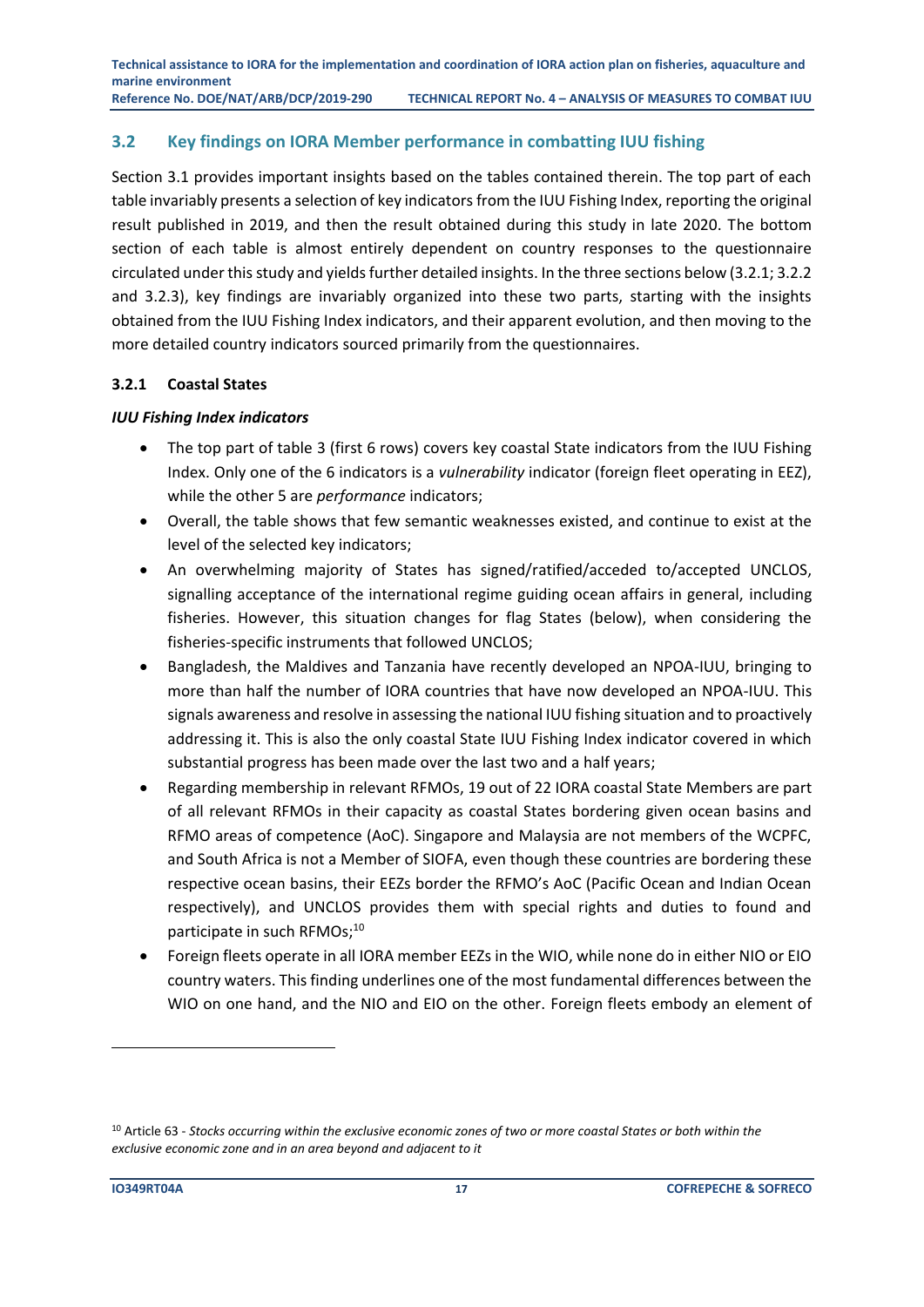## 3.2 Key findings on IORA Member performance in combatting IUU fishing

Section 3.1 provides important insights based on the tables contained therein. The top part of each table invariably presents a selection of key indicators from the IUU Fishing Index, reporting the original result published in 2019, and then the result obtained during this study in late 2020. The bottom section of each table is almost entirely dependent on country responses to the questionnaire circulated under this study and yields further detailed insights. In the three sections below (3.2.1; 3.2.2 and 3.2.3), key findings are invariably organized into these two parts, starting with the insights obtained from the IUU Fishing Index indicators, and their apparent evolution, and then moving to the more detailed country indicators sourced primarily from the questionnaires.

### 3.2.1 Coastal States

***IUU Fishing Index indicators***

- The top part of table 3 (first 6 rows) covers key coastal State indicators from the IUU Fishing Index. Only one of the 6 indicators is a *vulnerability* indicator (foreign fleet operating in EEZ), while the other 5 are *performance* indicators;
- Overall, the table shows that few semantic weaknesses existed, and continue to exist at the level of the selected key indicators;
- An overwhelming majority of States has signed/ratified/acceded to/accepted UNCLOS, signalling acceptance of the international regime guiding ocean affairs in general, including fisheries. However, this situation changes for flag States (below), when considering the fisheries-specific instruments that followed UNCLOS;
- Bangladesh, the Maldives and Tanzania have recently developed an NPOA-IUU, bringing to more than half the number of IORA countries that have now developed an NPOA-IUU. This signals awareness and resolve in assessing the national IUU fishing situation and to proactively addressing it. This is also the only coastal State IUU Fishing Index indicator covered in which substantial progress has been made over the last two and a half years;
- Regarding membership in relevant RFMOs, 19 out of 22 IORA coastal State Members are part of all relevant RFMOs in their capacity as coastal States bordering given ocean basins and RFMO areas of competence (AoC). Singapore and Malaysia are not members of the WCPFC, and South Africa is not a Member of SIOFA, even though these countries are bordering these respective ocean basins, their EEZs border the RFMO's AoC (Pacific Ocean and Indian Ocean respectively), and UNCLOS provides them with special rights and duties to found and participate in such RFMOs;[10]
- Foreign fleets operate in all IORA member EEZs in the WIO, while none do in either NIO or EIO country waters. This finding underlines one of the most fundamental differences between the WIO on one hand, and the NIO and EIO on the other. Foreign fleets embody an element of

[10] Article 63 - *Stocks occurring within the exclusive economic zones of two or more coastal States or both within the exclusive economic zone and in an area beyond and adjacent to it*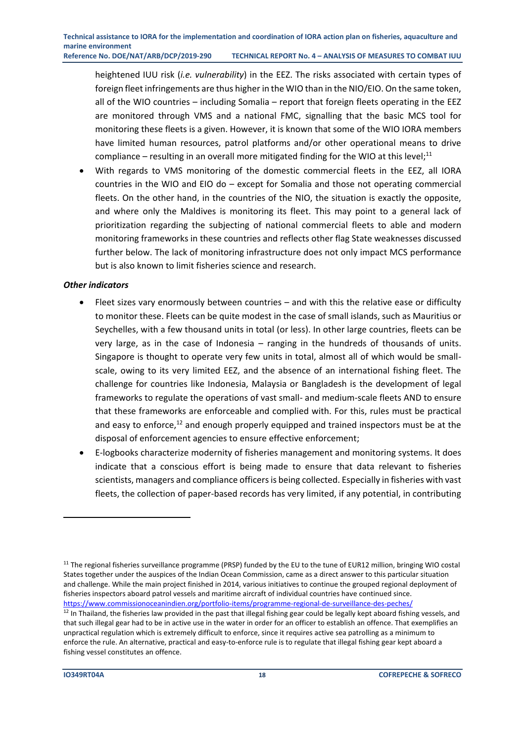heightened IUU risk (*i.e. vulnerability*) in the EEZ. The risks associated with certain types of foreign fleet infringements are thus higher in the WIO than in the NIO/EIO. On the same token, all of the WIO countries – including Somalia – report that foreign fleets operating in the EEZ are monitored through VMS and a national FMC, signalling that the basic MCS tool for monitoring these fleets is a given. However, it is known that some of the WIO IORA members have limited human resources, patrol platforms and/or other operational means to drive compliance – resulting in an overall more mitigated finding for the WIO at this level;[11]

- With regards to VMS monitoring of the domestic commercial fleets in the EEZ, all IORA countries in the WIO and EIO do – except for Somalia and those not operating commercial fleets. On the other hand, in the countries of the NIO, the situation is exactly the opposite, and where only the Maldives is monitoring its fleet. This may point to a general lack of prioritization regarding the subjecting of national commercial fleets to able and modern monitoring frameworks in these countries and reflects other flag State weaknesses discussed further below. The lack of monitoring infrastructure does not only impact MCS performance but is also known to limit fisheries science and research.

***Other indicators***

- Fleet sizes vary enormously between countries – and with this the relative ease or difficulty to monitor these. Fleets can be quite modest in the case of small islands, such as Mauritius or Seychelles, with a few thousand units in total (or less). In other large countries, fleets can be very large, as in the case of Indonesia – ranging in the hundreds of thousands of units. Singapore is thought to operate very few units in total, almost all of which would be small-scale, owing to its very limited EEZ, and the absence of an international fishing fleet. The challenge for countries like Indonesia, Malaysia or Bangladesh is the development of legal frameworks to regulate the operations of vast small- and medium-scale fleets AND to ensure that these frameworks are enforceable and complied with. For this, rules must be practical and easy to enforce,[12] and enough properly equipped and trained inspectors must be at the disposal of enforcement agencies to ensure effective enforcement;
- E-logbooks characterize modernity of fisheries management and monitoring systems. It does indicate that a conscious effort is being made to ensure that data relevant to fisheries scientists, managers and compliance officers is being collected. Especially in fisheries with vast fleets, the collection of paper-based records has very limited, if any potential, in contributing

---

[11] The regional fisheries surveillance programme (PRSP) funded by the EU to the tune of EUR12 million, bringing WIO costal States together under the auspices of the Indian Ocean Commission, came as a direct answer to this particular situation and challenge. While the main project finished in 2014, various initiatives to continue the grouped regional deployment of fisheries inspectors aboard patrol vessels and maritime aircraft of individual countries have continued since. https://www.commissionoceanindien.org/portfolio-items/programme-regional-de-surveillance-des-peches/

[12] In Thailand, the fisheries law provided in the past that illegal fishing gear could be legally kept aboard fishing vessels, and that such illegal gear had to be in active use in the water in order for an officer to establish an offence. That exemplifies an unpractical regulation which is extremely difficult to enforce, since it requires active sea patrolling as a minimum to enforce the rule. An alternative, practical and easy-to-enforce rule is to regulate that illegal fishing gear kept aboard a fishing vessel constitutes an offence.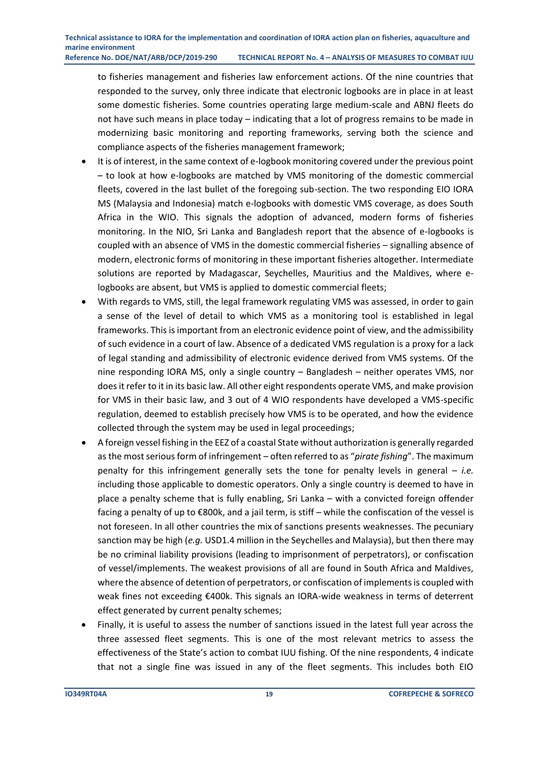to fisheries management and fisheries law enforcement actions. Of the nine countries that responded to the survey, only three indicate that electronic logbooks are in place in at least some domestic fisheries. Some countries operating large medium-scale and ABNJ fleets do not have such means in place today – indicating that a lot of progress remains to be made in modernizing basic monitoring and reporting frameworks, serving both the science and compliance aspects of the fisheries management framework;

- It is of interest, in the same context of e-logbook monitoring covered under the previous point – to look at how e-logbooks are matched by VMS monitoring of the domestic commercial fleets, covered in the last bullet of the foregoing sub-section. The two responding EIO IORA MS (Malaysia and Indonesia) match e-logbooks with domestic VMS coverage, as does South Africa in the WIO. This signals the adoption of advanced, modern forms of fisheries monitoring. In the NIO, Sri Lanka and Bangladesh report that the absence of e-logbooks is coupled with an absence of VMS in the domestic commercial fisheries – signalling absence of modern, electronic forms of monitoring in these important fisheries altogether. Intermediate solutions are reported by Madagascar, Seychelles, Mauritius and the Maldives, where e-logbooks are absent, but VMS is applied to domestic commercial fleets;
- With regards to VMS, still, the legal framework regulating VMS was assessed, in order to gain a sense of the level of detail to which VMS as a monitoring tool is established in legal frameworks. This is important from an electronic evidence point of view, and the admissibility of such evidence in a court of law. Absence of a dedicated VMS regulation is a proxy for a lack of legal standing and admissibility of electronic evidence derived from VMS systems. Of the nine responding IORA MS, only a single country – Bangladesh – neither operates VMS, nor does it refer to it in its basic law. All other eight respondents operate VMS, and make provision for VMS in their basic law, and 3 out of 4 WIO respondents have developed a VMS-specific regulation, deemed to establish precisely how VMS is to be operated, and how the evidence collected through the system may be used in legal proceedings;
- A foreign vessel fishing in the EEZ of a coastal State without authorization is generally regarded as the most serious form of infringement – often referred to as "*pirate fishing*". The maximum penalty for this infringement generally sets the tone for penalty levels in general – *i.e.* including those applicable to domestic operators. Only a single country is deemed to have in place a penalty scheme that is fully enabling, Sri Lanka – with a convicted foreign offender facing a penalty of up to €800k, and a jail term, is stiff – while the confiscation of the vessel is not foreseen. In all other countries the mix of sanctions presents weaknesses. The pecuniary sanction may be high (*e.g.* USD1.4 million in the Seychelles and Malaysia), but then there may be no criminal liability provisions (leading to imprisonment of perpetrators), or confiscation of vessel/implements. The weakest provisions of all are found in South Africa and Maldives, where the absence of detention of perpetrators, or confiscation of implements is coupled with weak fines not exceeding €400k. This signals an IORA-wide weakness in terms of deterrent effect generated by current penalty schemes;
- Finally, it is useful to assess the number of sanctions issued in the latest full year across the three assessed fleet segments. This is one of the most relevant metrics to assess the effectiveness of the State's action to combat IUU fishing. Of the nine respondents, 4 indicate that not a single fine was issued in any of the fleet segments. This includes both EIO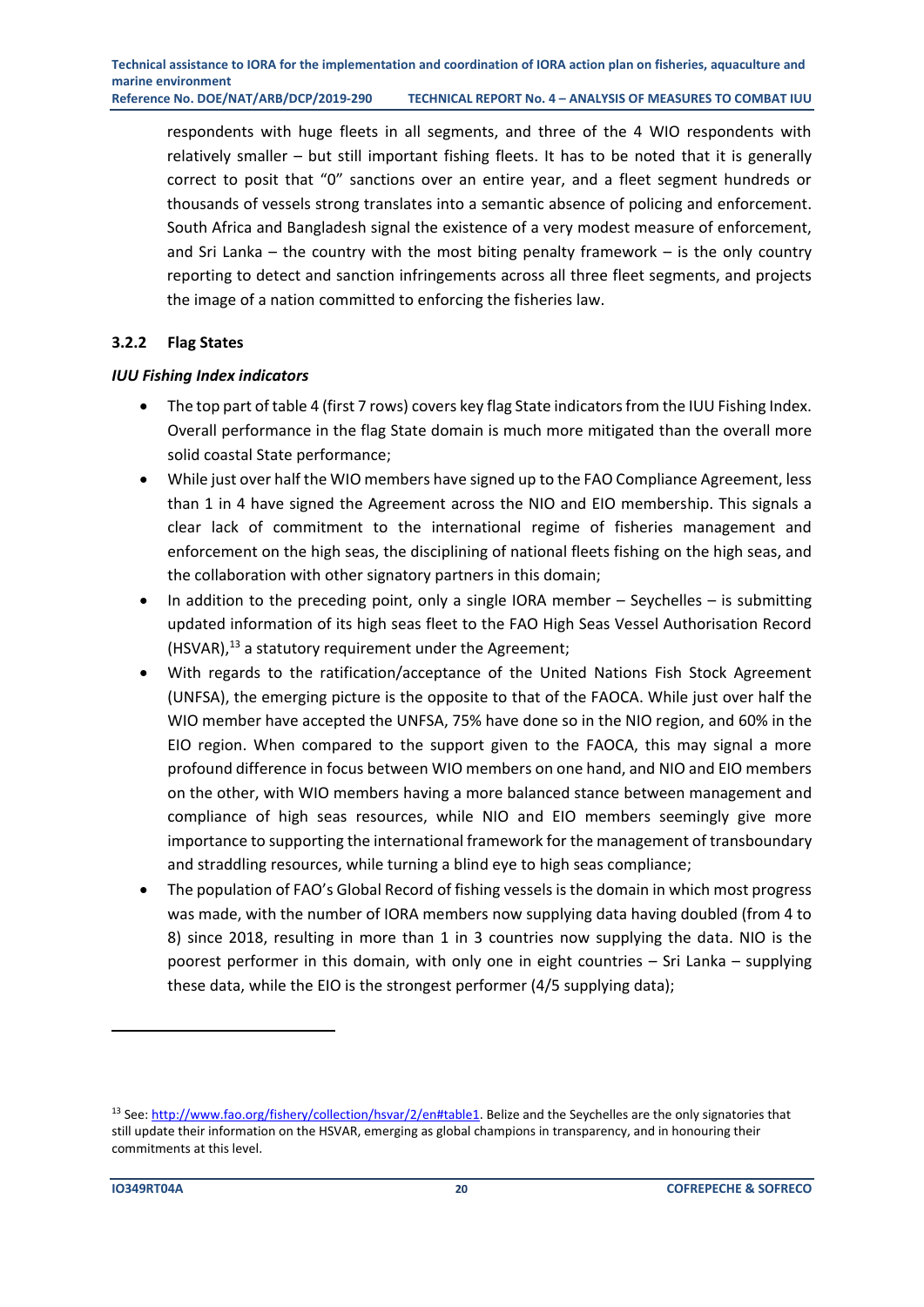respondents with huge fleets in all segments, and three of the 4 WIO respondents with relatively smaller – but still important fishing fleets. It has to be noted that it is generally correct to posit that "0" sanctions over an entire year, and a fleet segment hundreds or thousands of vessels strong translates into a semantic absence of policing and enforcement. South Africa and Bangladesh signal the existence of a very modest measure of enforcement, and Sri Lanka – the country with the most biting penalty framework – is the only country reporting to detect and sanction infringements across all three fleet segments, and projects the image of a nation committed to enforcing the fisheries law.

### 3.2.2 Flag States

#### *IUU Fishing Index indicators*

- The top part of table 4 (first 7 rows) covers key flag State indicators from the IUU Fishing Index. Overall performance in the flag State domain is much more mitigated than the overall more solid coastal State performance;
- While just over half the WIO members have signed up to the FAO Compliance Agreement, less than 1 in 4 have signed the Agreement across the NIO and EIO membership. This signals a clear lack of commitment to the international regime of fisheries management and enforcement on the high seas, the disciplining of national fleets fishing on the high seas, and the collaboration with other signatory partners in this domain;
- In addition to the preceding point, only a single IORA member – Seychelles – is submitting updated information of its high seas fleet to the FAO High Seas Vessel Authorisation Record (HSVAR),[13] a statutory requirement under the Agreement;
- With regards to the ratification/acceptance of the United Nations Fish Stock Agreement (UNFSA), the emerging picture is the opposite to that of the FAOCA. While just over half the WIO member have accepted the UNFSA, 75% have done so in the NIO region, and 60% in the EIO region. When compared to the support given to the FAOCA, this may signal a more profound difference in focus between WIO members on one hand, and NIO and EIO members on the other, with WIO members having a more balanced stance between management and compliance of high seas resources, while NIO and EIO members seemingly give more importance to supporting the international framework for the management of transboundary and straddling resources, while turning a blind eye to high seas compliance;
- The population of FAO's Global Record of fishing vessels is the domain in which most progress was made, with the number of IORA members now supplying data having doubled (from 4 to 8) since 2018, resulting in more than 1 in 3 countries now supplying the data. NIO is the poorest performer in this domain, with only one in eight countries – Sri Lanka – supplying these data, while the EIO is the strongest performer (4/5 supplying data);

---

[13] See: http://www.fao.org/fishery/collection/hsvar/2/en#table1. Belize and the Seychelles are the only signatories that still update their information on the HSVAR, emerging as global champions in transparency, and in honouring their commitments at this level.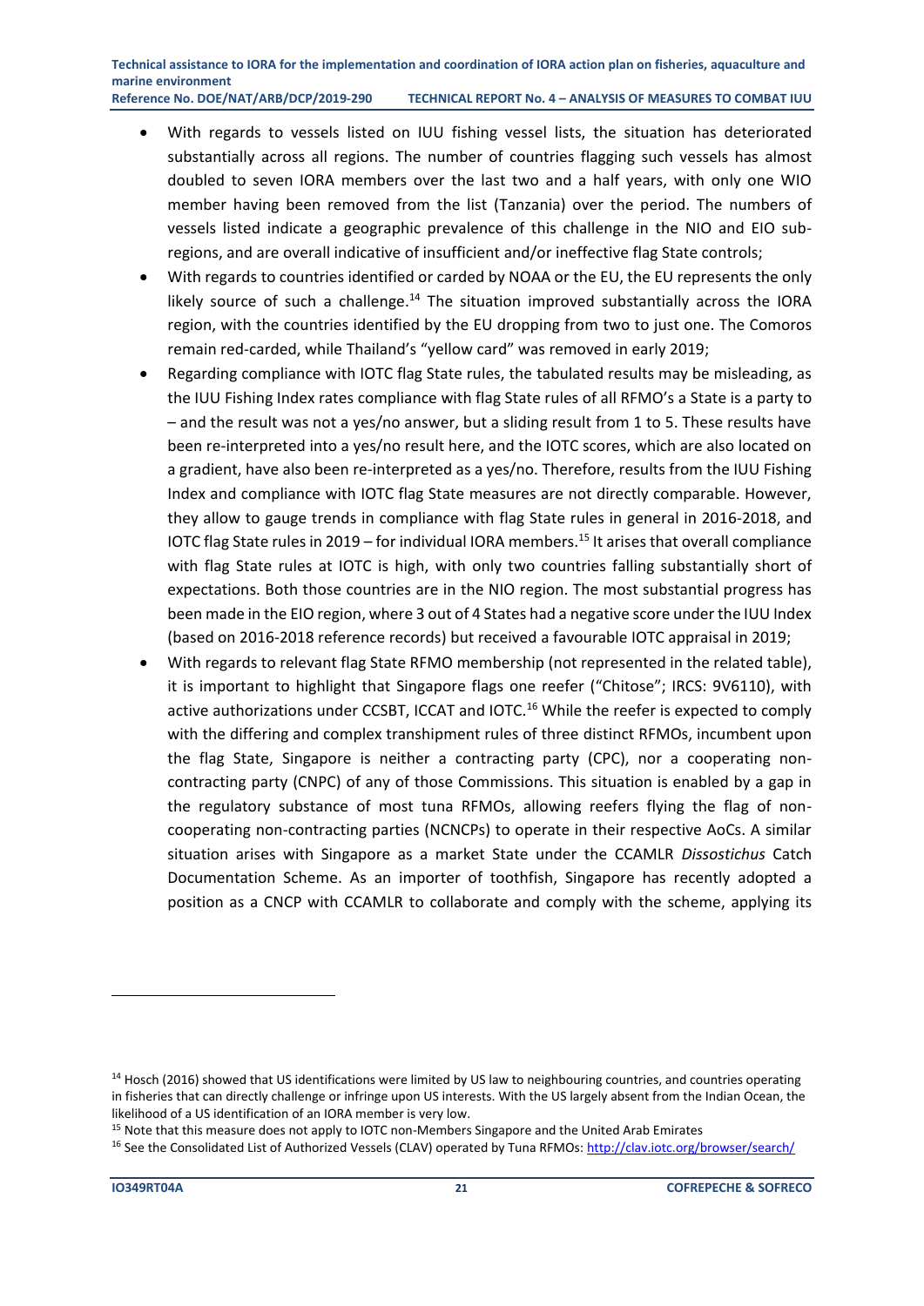- With regards to vessels listed on IUU fishing vessel lists, the situation has deteriorated substantially across all regions. The number of countries flagging such vessels has almost doubled to seven IORA members over the last two and a half years, with only one WIO member having been removed from the list (Tanzania) over the period. The numbers of vessels listed indicate a geographic prevalence of this challenge in the NIO and EIO sub-regions, and are overall indicative of insufficient and/or ineffective flag State controls;
- With regards to countries identified or carded by NOAA or the EU, the EU represents the only likely source of such a challenge.[14] The situation improved substantially across the IORA region, with the countries identified by the EU dropping from two to just one. The Comoros remain red-carded, while Thailand's "yellow card" was removed in early 2019;
- Regarding compliance with IOTC flag State rules, the tabulated results may be misleading, as the IUU Fishing Index rates compliance with flag State rules of all RFMO's a State is a party to – and the result was not a yes/no answer, but a sliding result from 1 to 5. These results have been re-interpreted into a yes/no result here, and the IOTC scores, which are also located on a gradient, have also been re-interpreted as a yes/no. Therefore, results from the IUU Fishing Index and compliance with IOTC flag State measures are not directly comparable. However, they allow to gauge trends in compliance with flag State rules in general in 2016-2018, and IOTC flag State rules in 2019 – for individual IORA members.[15] It arises that overall compliance with flag State rules at IOTC is high, with only two countries falling substantially short of expectations. Both those countries are in the NIO region. The most substantial progress has been made in the EIO region, where 3 out of 4 States had a negative score under the IUU Index (based on 2016-2018 reference records) but received a favourable IOTC appraisal in 2019;
- With regards to relevant flag State RFMO membership (not represented in the related table), it is important to highlight that Singapore flags one reefer ("Chitose"; IRCS: 9V6110), with active authorizations under CCSBT, ICCAT and IOTC.[16] While the reefer is expected to comply with the differing and complex transhipment rules of three distinct RFMOs, incumbent upon the flag State, Singapore is neither a contracting party (CPC), nor a cooperating non-contracting party (CNPC) of any of those Commissions. This situation is enabled by a gap in the regulatory substance of most tuna RFMOs, allowing reefers flying the flag of non-cooperating non-contracting parties (NCNCPs) to operate in their respective AoCs. A similar situation arises with Singapore as a market State under the CCAMLR *Dissostichus* Catch Documentation Scheme. As an importer of toothfish, Singapore has recently adopted a position as a CNCP with CCAMLR to collaborate and comply with the scheme, applying its

---

[14] Hosch (2016) showed that US identifications were limited by US law to neighbouring countries, and countries operating in fisheries that can directly challenge or infringe upon US interests. With the US largely absent from the Indian Ocean, the likelihood of a US identification of an IORA member is very low.

[15] Note that this measure does not apply to IOTC non-Members Singapore and the United Arab Emirates

[16] See the Consolidated List of Authorized Vessels (CLAV) operated by Tuna RFMOs: http://clav.iotc.org/browser/search/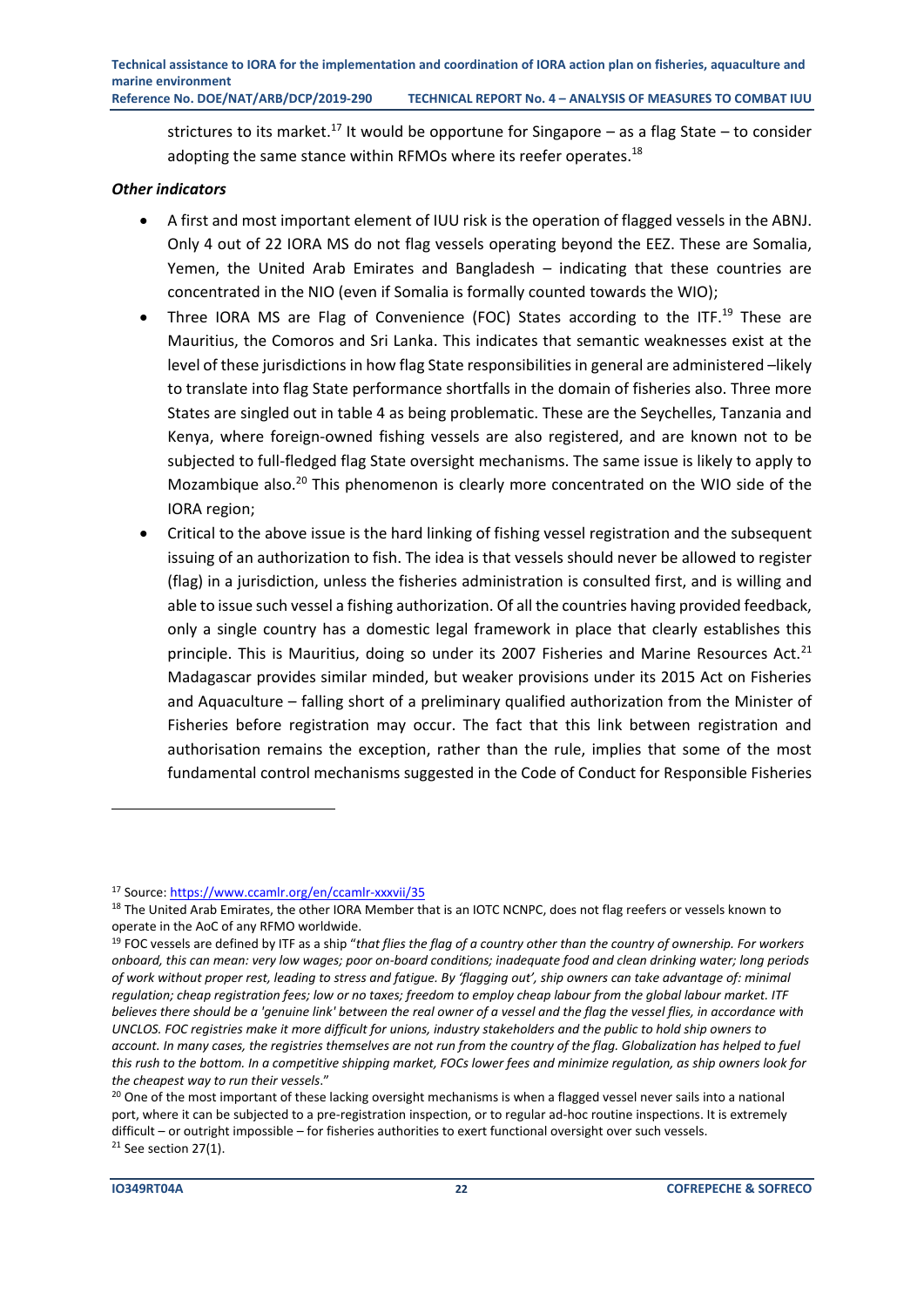strictures to its market.[17] It would be opportune for Singapore – as a flag State – to consider adopting the same stance within RFMOs where its reefer operates.[18]

### *Other indicators*

- A first and most important element of IUU risk is the operation of flagged vessels in the ABNJ. Only 4 out of 22 IORA MS do not flag vessels operating beyond the EEZ. These are Somalia, Yemen, the United Arab Emirates and Bangladesh – indicating that these countries are concentrated in the NIO (even if Somalia is formally counted towards the WIO);
- Three IORA MS are Flag of Convenience (FOC) States according to the ITF.[19] These are Mauritius, the Comoros and Sri Lanka. This indicates that semantic weaknesses exist at the level of these jurisdictions in how flag State responsibilities in general are administered –likely to translate into flag State performance shortfalls in the domain of fisheries also. Three more States are singled out in table 4 as being problematic. These are the Seychelles, Tanzania and Kenya, where foreign-owned fishing vessels are also registered, and are known not to be subjected to full-fledged flag State oversight mechanisms. The same issue is likely to apply to Mozambique also.[20] This phenomenon is clearly more concentrated on the WIO side of the IORA region;
- Critical to the above issue is the hard linking of fishing vessel registration and the subsequent issuing of an authorization to fish. The idea is that vessels should never be allowed to register (flag) in a jurisdiction, unless the fisheries administration is consulted first, and is willing and able to issue such vessel a fishing authorization. Of all the countries having provided feedback, only a single country has a domestic legal framework in place that clearly establishes this principle. This is Mauritius, doing so under its 2007 Fisheries and Marine Resources Act.[21] Madagascar provides similar minded, but weaker provisions under its 2015 Act on Fisheries and Aquaculture – falling short of a preliminary qualified authorization from the Minister of Fisheries before registration may occur. The fact that this link between registration and authorisation remains the exception, rather than the rule, implies that some of the most fundamental control mechanisms suggested in the Code of Conduct for Responsible Fisheries

---

[17] Source: https://www.ccamlr.org/en/ccamlr-xxxvii/35

[18] The United Arab Emirates, the other IORA Member that is an IOTC NCNPC, does not flag reefers or vessels known to operate in the AoC of any RFMO worldwide.

[19] FOC vessels are defined by ITF as a ship "*that flies the flag of a country other than the country of ownership. For workers onboard, this can mean: very low wages; poor on-board conditions; inadequate food and clean drinking water; long periods of work without proper rest, leading to stress and fatigue. By 'flagging out', ship owners can take advantage of: minimal regulation; cheap registration fees; low or no taxes; freedom to employ cheap labour from the global labour market. ITF believes there should be a 'genuine link' between the real owner of a vessel and the flag the vessel flies, in accordance with UNCLOS. FOC registries make it more difficult for unions, industry stakeholders and the public to hold ship owners to account. In many cases, the registries themselves are not run from the country of the flag. Globalization has helped to fuel this rush to the bottom. In a competitive shipping market, FOCs lower fees and minimize regulation, as ship owners look for the cheapest way to run their vessels*."

[20] One of the most important of these lacking oversight mechanisms is when a flagged vessel never sails into a national port, where it can be subjected to a pre-registration inspection, or to regular ad-hoc routine inspections. It is extremely difficult – or outright impossible – for fisheries authorities to exert functional oversight over such vessels.

[21] See section 27(1).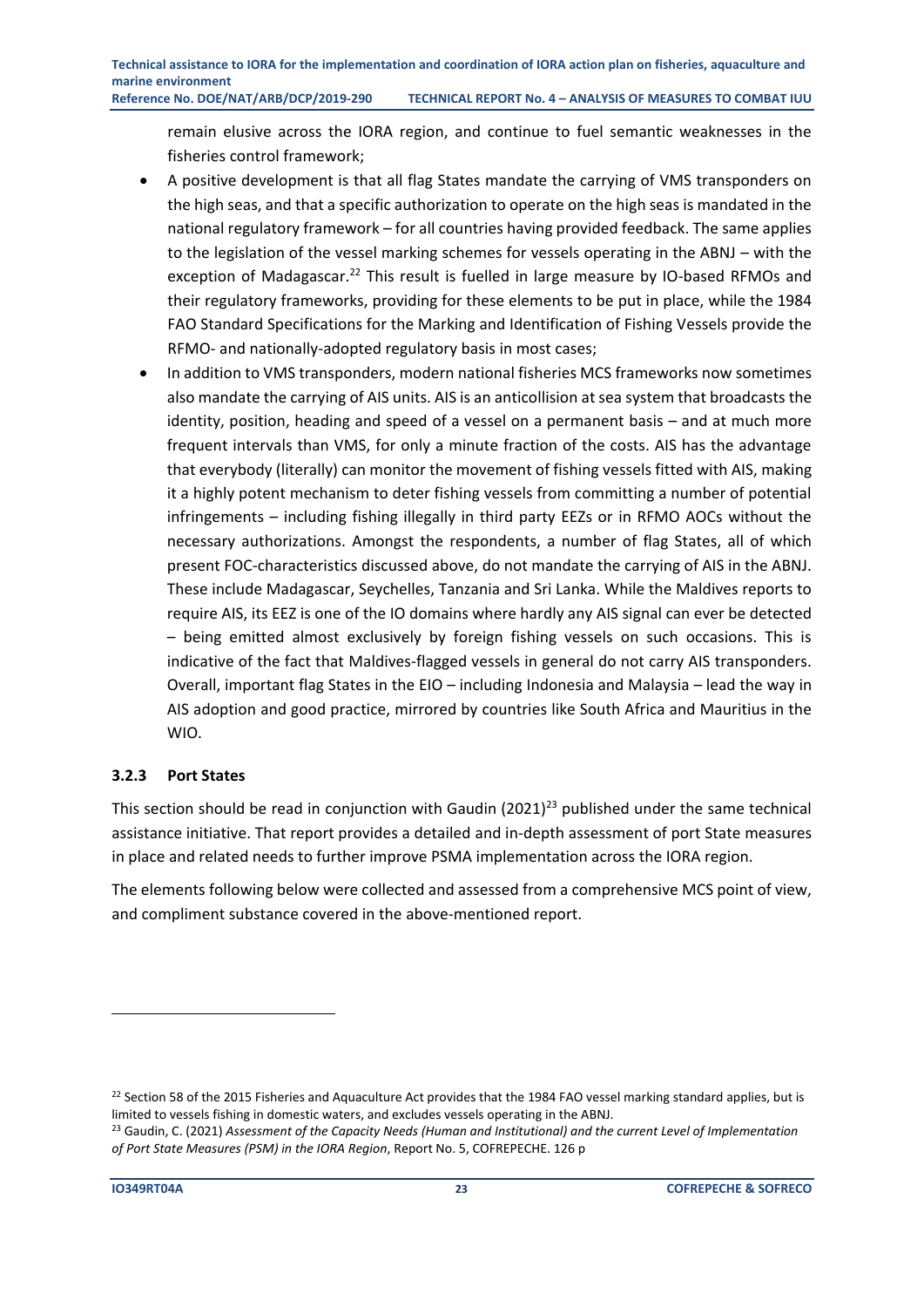remain elusive across the IORA region, and continue to fuel semantic weaknesses in the fisheries control framework;

- A positive development is that all flag States mandate the carrying of VMS transponders on the high seas, and that a specific authorization to operate on the high seas is mandated in the national regulatory framework – for all countries having provided feedback. The same applies to the legislation of the vessel marking schemes for vessels operating in the ABNJ – with the exception of Madagascar.[22] This result is fuelled in large measure by IO-based RFMOs and their regulatory frameworks, providing for these elements to be put in place, while the 1984 FAO Standard Specifications for the Marking and Identification of Fishing Vessels provide the RFMO- and nationally-adopted regulatory basis in most cases;
- In addition to VMS transponders, modern national fisheries MCS frameworks now sometimes also mandate the carrying of AIS units. AIS is an anticollision at sea system that broadcasts the identity, position, heading and speed of a vessel on a permanent basis – and at much more frequent intervals than VMS, for only a minute fraction of the costs. AIS has the advantage that everybody (literally) can monitor the movement of fishing vessels fitted with AIS, making it a highly potent mechanism to deter fishing vessels from committing a number of potential infringements – including fishing illegally in third party EEZs or in RFMO AOCs without the necessary authorizations. Amongst the respondents, a number of flag States, all of which present FOC-characteristics discussed above, do not mandate the carrying of AIS in the ABNJ. These include Madagascar, Seychelles, Tanzania and Sri Lanka. While the Maldives reports to require AIS, its EEZ is one of the IO domains where hardly any AIS signal can ever be detected – being emitted almost exclusively by foreign fishing vessels on such occasions. This is indicative of the fact that Maldives-flagged vessels in general do not carry AIS transponders. Overall, important flag States in the EIO – including Indonesia and Malaysia – lead the way in AIS adoption and good practice, mirrored by countries like South Africa and Mauritius in the WIO.

### 3.2.3 Port States

This section should be read in conjunction with Gaudin (2021)[23] published under the same technical assistance initiative. That report provides a detailed and in-depth assessment of port State measures in place and related needs to further improve PSMA implementation across the IORA region.

The elements following below were collected and assessed from a comprehensive MCS point of view, and compliment substance covered in the above-mentioned report.

[22] Section 58 of the 2015 Fisheries and Aquaculture Act provides that the 1984 FAO vessel marking standard applies, but is limited to vessels fishing in domestic waters, and excludes vessels operating in the ABNJ.

[23] Gaudin, C. (2021) *Assessment of the Capacity Needs (Human and Institutional) and the current Level of Implementation of Port State Measures (PSM) in the IORA Region*, Report No. 5, COFREPECHE. 126 p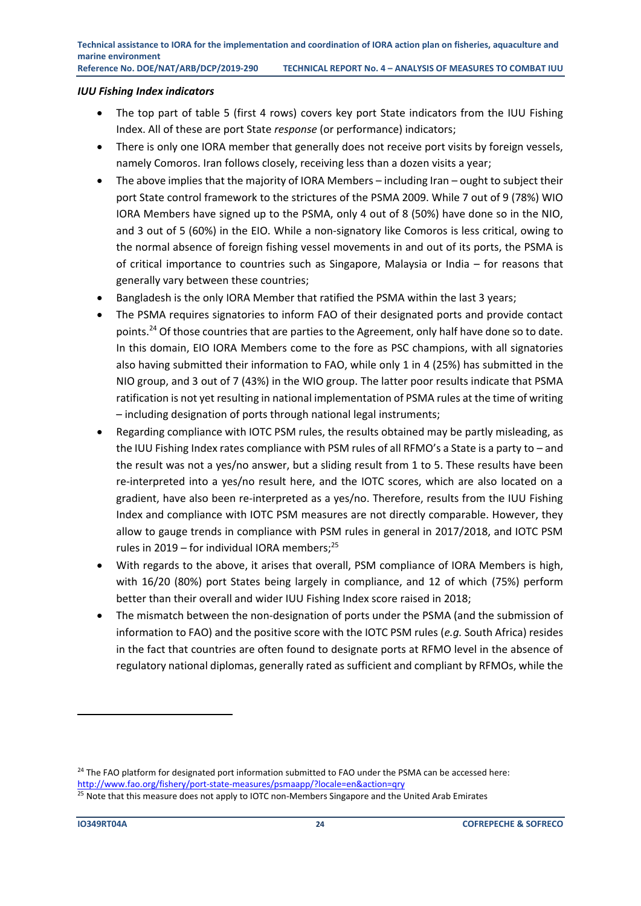***IUU Fishing Index indicators***

- The top part of table 5 (first 4 rows) covers key port State indicators from the IUU Fishing Index. All of these are port State *response* (or performance) indicators;
- There is only one IORA member that generally does not receive port visits by foreign vessels, namely Comoros. Iran follows closely, receiving less than a dozen visits a year;
- The above implies that the majority of IORA Members – including Iran – ought to subject their port State control framework to the strictures of the PSMA 2009. While 7 out of 9 (78%) WIO IORA Members have signed up to the PSMA, only 4 out of 8 (50%) have done so in the NIO, and 3 out of 5 (60%) in the EIO. While a non-signatory like Comoros is less critical, owing to the normal absence of foreign fishing vessel movements in and out of its ports, the PSMA is of critical importance to countries such as Singapore, Malaysia or India – for reasons that generally vary between these countries;
- Bangladesh is the only IORA Member that ratified the PSMA within the last 3 years;
- The PSMA requires signatories to inform FAO of their designated ports and provide contact points.[24] Of those countries that are parties to the Agreement, only half have done so to date. In this domain, EIO IORA Members come to the fore as PSC champions, with all signatories also having submitted their information to FAO, while only 1 in 4 (25%) has submitted in the NIO group, and 3 out of 7 (43%) in the WIO group. The latter poor results indicate that PSMA ratification is not yet resulting in national implementation of PSMA rules at the time of writing – including designation of ports through national legal instruments;
- Regarding compliance with IOTC PSM rules, the results obtained may be partly misleading, as the IUU Fishing Index rates compliance with PSM rules of all RFMO's a State is a party to – and the result was not a yes/no answer, but a sliding result from 1 to 5. These results have been re-interpreted into a yes/no result here, and the IOTC scores, which are also located on a gradient, have also been re-interpreted as a yes/no. Therefore, results from the IUU Fishing Index and compliance with IOTC PSM measures are not directly comparable. However, they allow to gauge trends in compliance with PSM rules in general in 2017/2018, and IOTC PSM rules in 2019 – for individual IORA members;[25]
- With regards to the above, it arises that overall, PSM compliance of IORA Members is high, with 16/20 (80%) port States being largely in compliance, and 12 of which (75%) perform better than their overall and wider IUU Fishing Index score raised in 2018;
- The mismatch between the non-designation of ports under the PSMA (and the submission of information to FAO) and the positive score with the IOTC PSM rules (*e.g.* South Africa) resides in the fact that countries are often found to designate ports at RFMO level in the absence of regulatory national diplomas, generally rated as sufficient and compliant by RFMOs, while the

---

[24] The FAO platform for designated port information submitted to FAO under the PSMA can be accessed here: http://www.fao.org/fishery/port-state-measures/psmaapp/?locale=en&action=qry

[25] Note that this measure does not apply to IOTC non-Members Singapore and the United Arab Emirates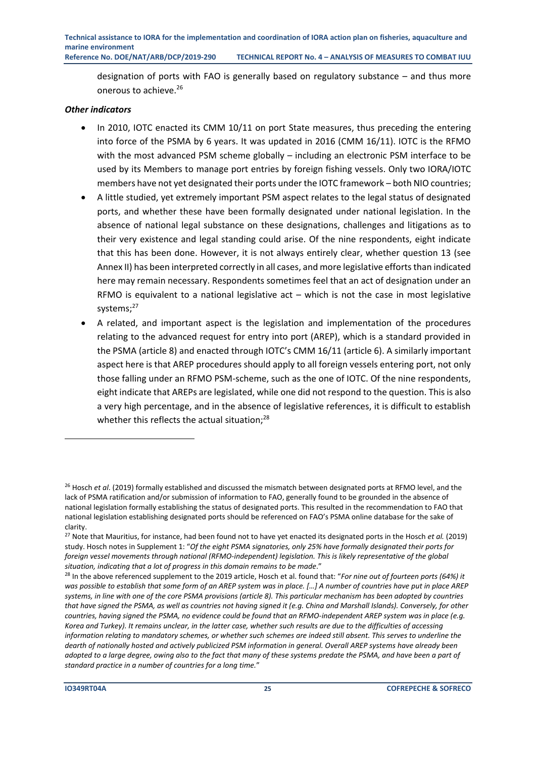designation of ports with FAO is generally based on regulatory substance – and thus more onerous to achieve.[26]

*Other indicators*

- In 2010, IOTC enacted its CMM 10/11 on port State measures, thus preceding the entering into force of the PSMA by 6 years. It was updated in 2016 (CMM 16/11). IOTC is the RFMO with the most advanced PSM scheme globally – including an electronic PSM interface to be used by its Members to manage port entries by foreign fishing vessels. Only two IORA/IOTC members have not yet designated their ports under the IOTC framework – both NIO countries;
- A little studied, yet extremely important PSM aspect relates to the legal status of designated ports, and whether these have been formally designated under national legislation. In the absence of national legal substance on these designations, challenges and litigations as to their very existence and legal standing could arise. Of the nine respondents, eight indicate that this has been done. However, it is not always entirely clear, whether question 13 (see Annex II) has been interpreted correctly in all cases, and more legislative efforts than indicated here may remain necessary. Respondents sometimes feel that an act of designation under an RFMO is equivalent to a national legislative act – which is not the case in most legislative systems;[27]
- A related, and important aspect is the legislation and implementation of the procedures relating to the advanced request for entry into port (AREP), which is a standard provided in the PSMA (article 8) and enacted through IOTC's CMM 16/11 (article 6). A similarly important aspect here is that AREP procedures should apply to all foreign vessels entering port, not only those falling under an RFMO PSM-scheme, such as the one of IOTC. Of the nine respondents, eight indicate that AREPs are legislated, while one did not respond to the question. This is also a very high percentage, and in the absence of legislative references, it is difficult to establish whether this reflects the actual situation;[28]

---

[26] Hosch *et al*. (2019) formally established and discussed the mismatch between designated ports at RFMO level, and the lack of PSMA ratification and/or submission of information to FAO, generally found to be grounded in the absence of national legislation formally establishing the status of designated ports. This resulted in the recommendation to FAO that national legislation establishing designated ports should be referenced on FAO's PSMA online database for the sake of clarity.

[27] Note that Mauritius, for instance, had been found not to have yet enacted its designated ports in the Hosch *et al.* (2019) study. Hosch notes in Supplement 1: "*Of the eight PSMA signatories, only 25% have formally designated their ports for foreign vessel movements through national (RFMO-independent) legislation. This is likely representative of the global situation, indicating that a lot of progress in this domain remains to be made*."

[28] In the above referenced supplement to the 2019 article, Hosch et al. found that: "*For nine out of fourteen ports (64%) it was possible to establish that some form of an AREP system was in place. […] A number of countries have put in place AREP systems, in line with one of the core PSMA provisions (article 8). This particular mechanism has been adopted by countries that have signed the PSMA, as well as countries not having signed it (e.g. China and Marshall Islands). Conversely, for other countries, having signed the PSMA, no evidence could be found that an RFMO-independent AREP system was in place (e.g. Korea and Turkey). It remains unclear, in the latter case, whether such results are due to the difficulties of accessing information relating to mandatory schemes, or whether such schemes are indeed still absent. This serves to underline the dearth of nationally hosted and actively publicized PSM information in general. Overall AREP systems have already been adopted to a large degree, owing also to the fact that many of these systems predate the PSMA, and have been a part of standard practice in a number of countries for a long time.*"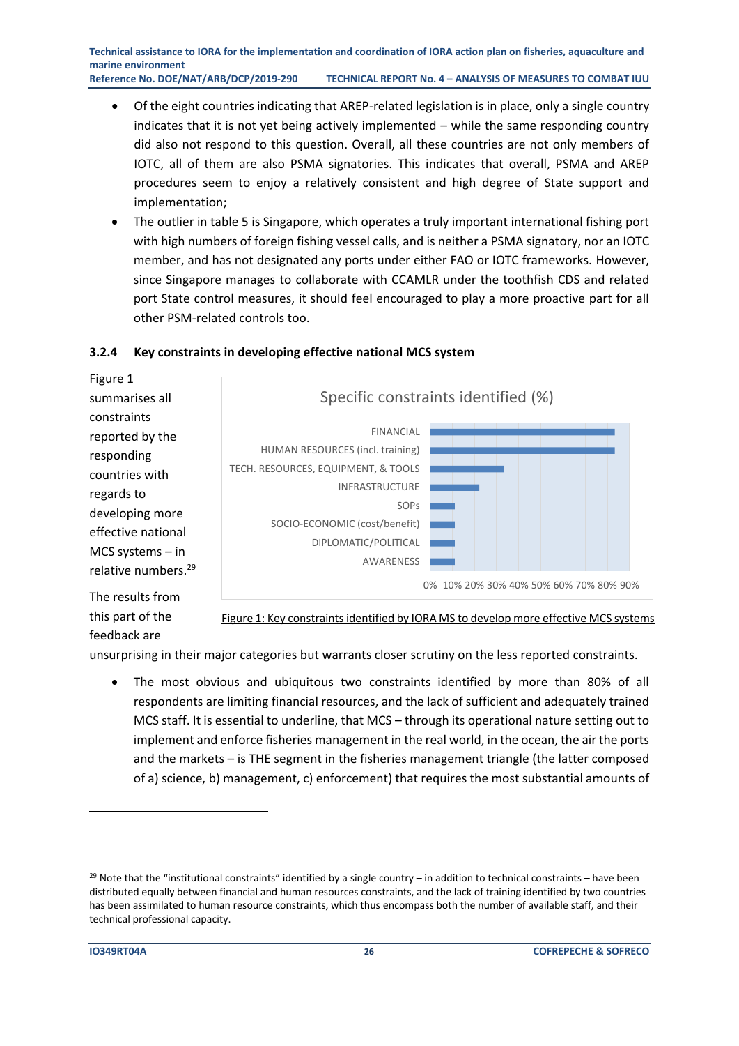- Of the eight countries indicating that AREP-related legislation is in place, only a single country indicates that it is not yet being actively implemented – while the same responding country did also not respond to this question. Overall, all these countries are not only members of IOTC, all of them are also PSMA signatories. This indicates that overall, PSMA and AREP procedures seem to enjoy a relatively consistent and high degree of State support and implementation;
- The outlier in table 5 is Singapore, which operates a truly important international fishing port with high numbers of foreign fishing vessel calls, and is neither a PSMA signatory, nor an IOTC member, and has not designated any ports under either FAO or IOTC frameworks. However, since Singapore manages to collaborate with CCAMLR under the toothfish CDS and related port State control measures, it should feel encouraged to play a more proactive part for all other PSM-related controls too.

### 3.2.4 Key constraints in developing effective national MCS system

Figure 1 summarises all constraints reported by the responding countries with regards to developing more effective national MCS systems – in relative numbers.[29]

Specific constraints identified (%)

| Constraint |
|---|
| FINANCIAL |
| HUMAN RESOURCES (incl. training) |
| TECH. RESOURCES, EQUIPMENT, & TOOLS |
| INFRASTRUCTURE |
| SOPs |
| SOCIO-ECONOMIC (cost/benefit) |
| DIPLOMATIC/POLITICAL |
| AWARENESS |

0% 10% 20% 30% 40% 50% 60% 70% 80% 90%

Figure 1: Key constraints identified by IORA MS to develop more effective MCS systems

The results from this part of the feedback are unsurprising in their major categories but warrants closer scrutiny on the less reported constraints.

- The most obvious and ubiquitous two constraints identified by more than 80% of all respondents are limiting financial resources, and the lack of sufficient and adequately trained MCS staff. It is essential to underline, that MCS – through its operational nature setting out to implement and enforce fisheries management in the real world, in the ocean, the air the ports and the markets – is THE segment in the fisheries management triangle (the latter composed of a) science, b) management, c) enforcement) that requires the most substantial amounts of

[29] Note that the "institutional constraints" identified by a single country – in addition to technical constraints – have been distributed equally between financial and human resources constraints, and the lack of training identified by two countries has been assimilated to human resource constraints, which thus encompass both the number of available staff, and their technical professional capacity.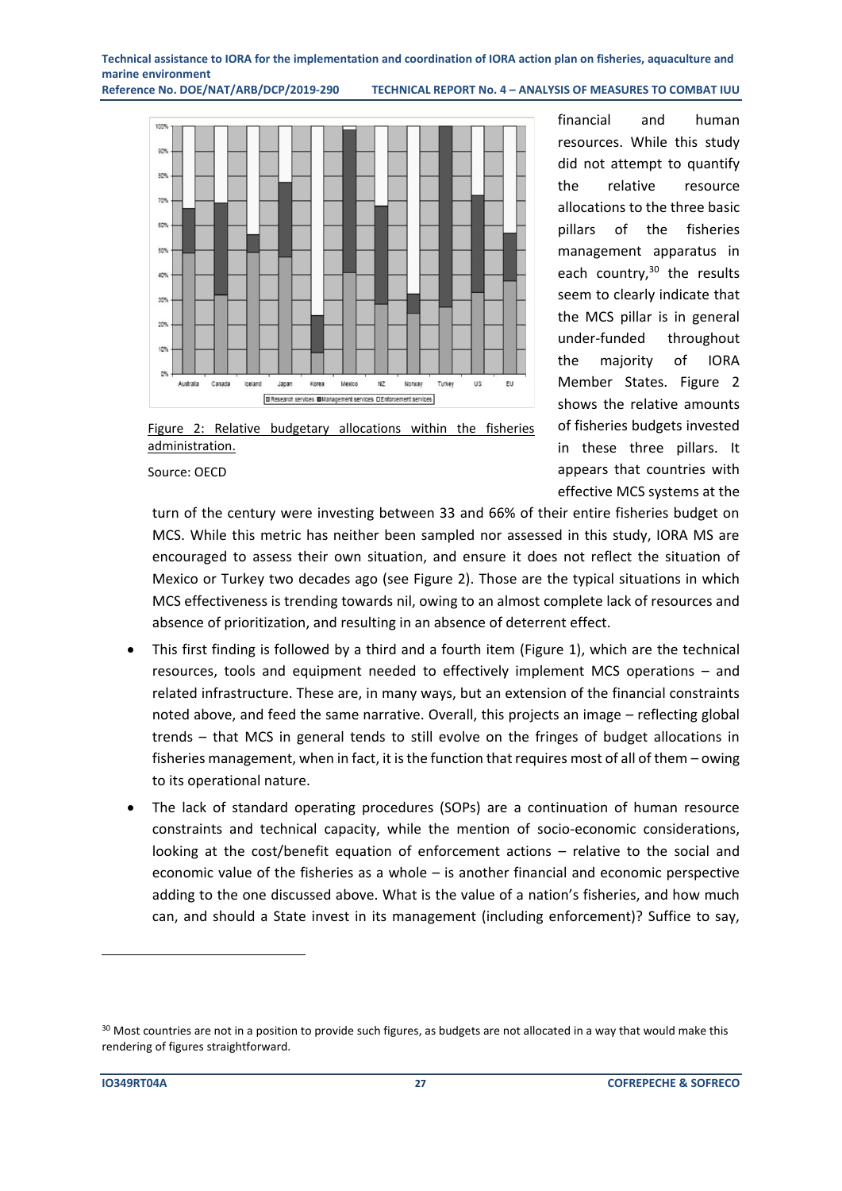Figure 2: Relative budgetary allocations within the fisheries administration.

Source: OECD

financial and human resources. While this study did not attempt to quantify the relative resource allocations to the three basic pillars of the fisheries management apparatus in each country,[30] the results seem to clearly indicate that the MCS pillar is in general under-funded throughout the majority of IORA Member States. Figure 2 shows the relative amounts of fisheries budgets invested in these three pillars. It appears that countries with effective MCS systems at the turn of the century were investing between 33 and 66% of their entire fisheries budget on MCS. While this metric has neither been sampled nor assessed in this study, IORA MS are encouraged to assess their own situation, and ensure it does not reflect the situation of Mexico or Turkey two decades ago (see Figure 2). Those are the typical situations in which MCS effectiveness is trending towards nil, owing to an almost complete lack of resources and absence of prioritization, and resulting in an absence of deterrent effect.

- This first finding is followed by a third and a fourth item (Figure 1), which are the technical resources, tools and equipment needed to effectively implement MCS operations – and related infrastructure. These are, in many ways, but an extension of the financial constraints noted above, and feed the same narrative. Overall, this projects an image – reflecting global trends – that MCS in general tends to still evolve on the fringes of budget allocations in fisheries management, when in fact, it is the function that requires most of all of them – owing to its operational nature.
- The lack of standard operating procedures (SOPs) are a continuation of human resource constraints and technical capacity, while the mention of socio-economic considerations, looking at the cost/benefit equation of enforcement actions – relative to the social and economic value of the fisheries as a whole – is another financial and economic perspective adding to the one discussed above. What is the value of a nation's fisheries, and how much can, and should a State invest in its management (including enforcement)? Suffice to say,

[30] Most countries are not in a position to provide such figures, as budgets are not allocated in a way that would make this rendering of figures straightforward.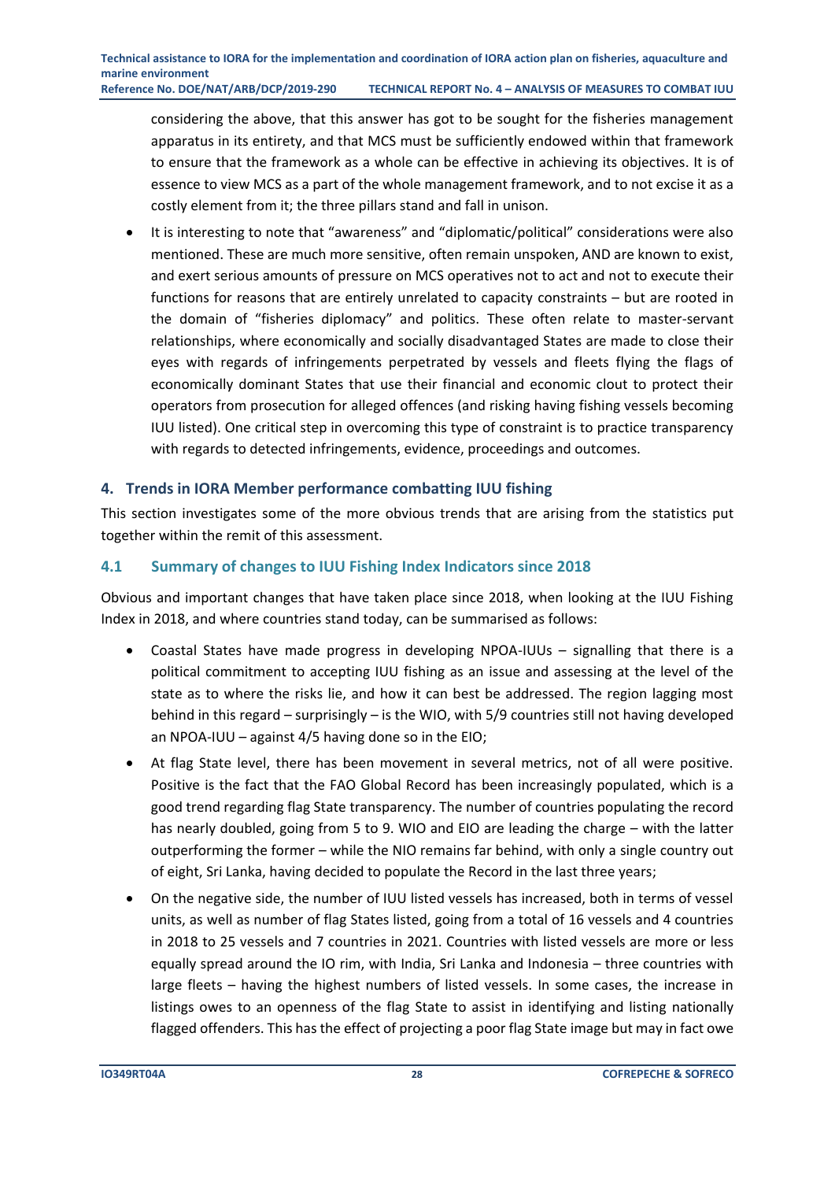considering the above, that this answer has got to be sought for the fisheries management apparatus in its entirety, and that MCS must be sufficiently endowed within that framework to ensure that the framework as a whole can be effective in achieving its objectives. It is of essence to view MCS as a part of the whole management framework, and to not excise it as a costly element from it; the three pillars stand and fall in unison.

- It is interesting to note that "awareness" and "diplomatic/political" considerations were also mentioned. These are much more sensitive, often remain unspoken, AND are known to exist, and exert serious amounts of pressure on MCS operatives not to act and not to execute their functions for reasons that are entirely unrelated to capacity constraints – but are rooted in the domain of "fisheries diplomacy" and politics. These often relate to master-servant relationships, where economically and socially disadvantaged States are made to close their eyes with regards of infringements perpetrated by vessels and fleets flying the flags of economically dominant States that use their financial and economic clout to protect their operators from prosecution for alleged offences (and risking having fishing vessels becoming IUU listed). One critical step in overcoming this type of constraint is to practice transparency with regards to detected infringements, evidence, proceedings and outcomes.

## 4. Trends in IORA Member performance combatting IUU fishing

This section investigates some of the more obvious trends that are arising from the statistics put together within the remit of this assessment.

### 4.1 Summary of changes to IUU Fishing Index Indicators since 2018

Obvious and important changes that have taken place since 2018, when looking at the IUU Fishing Index in 2018, and where countries stand today, can be summarised as follows:

- Coastal States have made progress in developing NPOA-IUUs – signalling that there is a political commitment to accepting IUU fishing as an issue and assessing at the level of the state as to where the risks lie, and how it can best be addressed. The region lagging most behind in this regard – surprisingly – is the WIO, with 5/9 countries still not having developed an NPOA-IUU – against 4/5 having done so in the EIO;
- At flag State level, there has been movement in several metrics, not of all were positive. Positive is the fact that the FAO Global Record has been increasingly populated, which is a good trend regarding flag State transparency. The number of countries populating the record has nearly doubled, going from 5 to 9. WIO and EIO are leading the charge – with the latter outperforming the former – while the NIO remains far behind, with only a single country out of eight, Sri Lanka, having decided to populate the Record in the last three years;
- On the negative side, the number of IUU listed vessels has increased, both in terms of vessel units, as well as number of flag States listed, going from a total of 16 vessels and 4 countries in 2018 to 25 vessels and 7 countries in 2021. Countries with listed vessels are more or less equally spread around the IO rim, with India, Sri Lanka and Indonesia – three countries with large fleets – having the highest numbers of listed vessels. In some cases, the increase in listings owes to an openness of the flag State to assist in identifying and listing nationally flagged offenders. This has the effect of projecting a poor flag State image but may in fact owe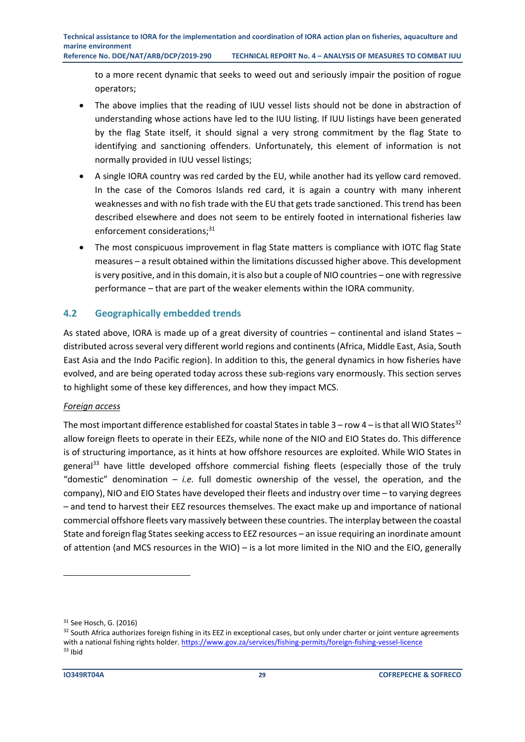to a more recent dynamic that seeks to weed out and seriously impair the position of rogue operators;

- The above implies that the reading of IUU vessel lists should not be done in abstraction of understanding whose actions have led to the IUU listing. If IUU listings have been generated by the flag State itself, it should signal a very strong commitment by the flag State to identifying and sanctioning offenders. Unfortunately, this element of information is not normally provided in IUU vessel listings;
- A single IORA country was red carded by the EU, while another had its yellow card removed. In the case of the Comoros Islands red card, it is again a country with many inherent weaknesses and with no fish trade with the EU that gets trade sanctioned. This trend has been described elsewhere and does not seem to be entirely footed in international fisheries law enforcement considerations;[31]
- The most conspicuous improvement in flag State matters is compliance with IOTC flag State measures – a result obtained within the limitations discussed higher above. This development is very positive, and in this domain, it is also but a couple of NIO countries – one with regressive performance – that are part of the weaker elements within the IORA community.

## 4.2 Geographically embedded trends

As stated above, IORA is made up of a great diversity of countries – continental and island States – distributed across several very different world regions and continents (Africa, Middle East, Asia, South East Asia and the Indo Pacific region). In addition to this, the general dynamics in how fisheries have evolved, and are being operated today across these sub-regions vary enormously. This section serves to highlight some of these key differences, and how they impact MCS.

*Foreign access*

The most important difference established for coastal States in table 3 – row 4 – is that all WIO States[32] allow foreign fleets to operate in their EEZs, while none of the NIO and EIO States do. This difference is of structuring importance, as it hints at how offshore resources are exploited. While WIO States in general[33] have little developed offshore commercial fishing fleets (especially those of the truly "domestic" denomination – *i.e.* full domestic ownership of the vessel, the operation, and the company), NIO and EIO States have developed their fleets and industry over time – to varying degrees – and tend to harvest their EEZ resources themselves. The exact make up and importance of national commercial offshore fleets vary massively between these countries. The interplay between the coastal State and foreign flag States seeking access to EEZ resources – an issue requiring an inordinate amount of attention (and MCS resources in the WIO) – is a lot more limited in the NIO and the EIO, generally

---

[31] See Hosch, G. (2016)

[32] South Africa authorizes foreign fishing in its EEZ in exceptional cases, but only under charter or joint venture agreements with a national fishing rights holder. https://www.gov.za/services/fishing-permits/foreign-fishing-vessel-licence

[33] Ibid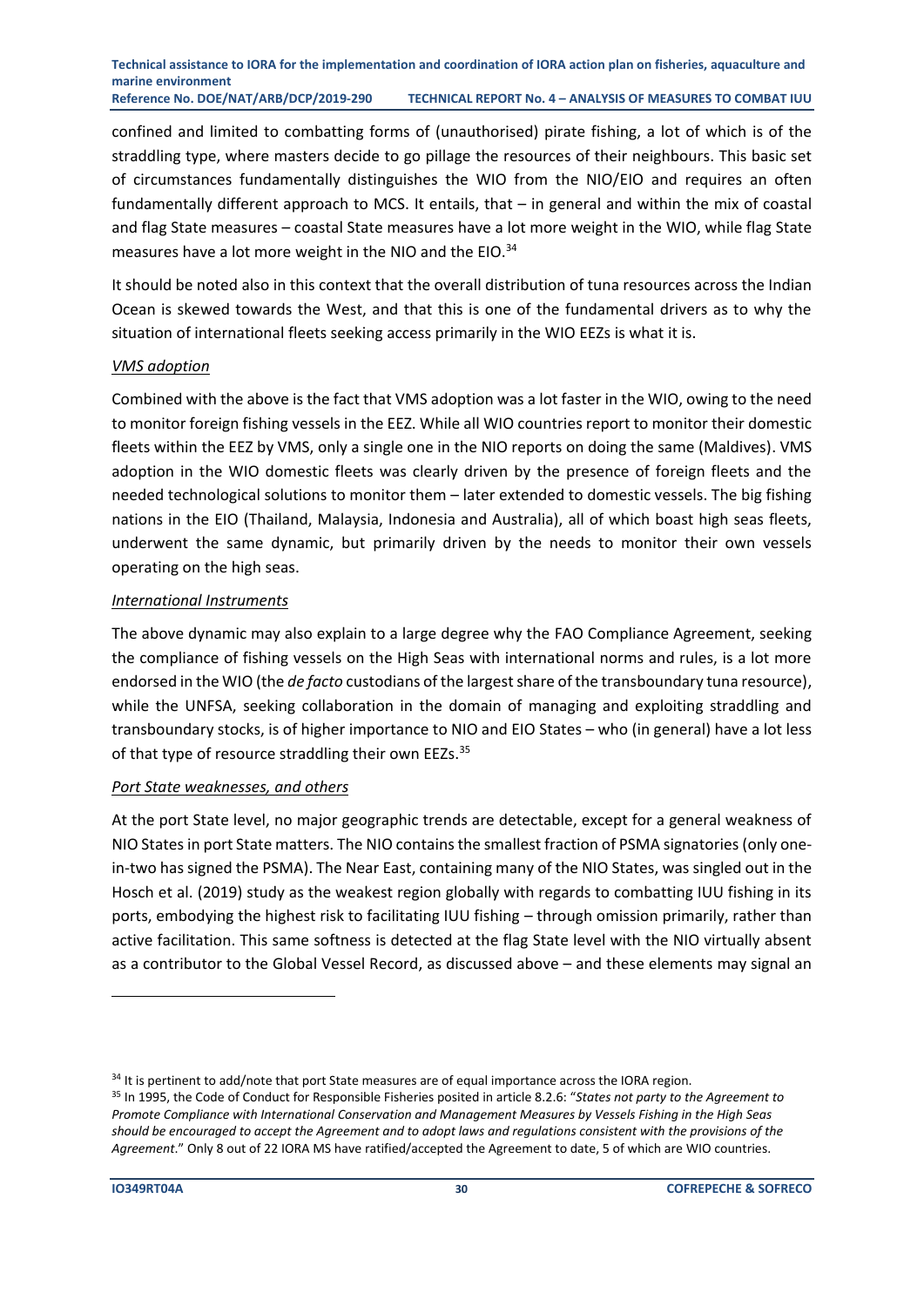confined and limited to combatting forms of (unauthorised) pirate fishing, a lot of which is of the straddling type, where masters decide to go pillage the resources of their neighbours. This basic set of circumstances fundamentally distinguishes the WIO from the NIO/EIO and requires an often fundamentally different approach to MCS. It entails, that – in general and within the mix of coastal and flag State measures – coastal State measures have a lot more weight in the WIO, while flag State measures have a lot more weight in the NIO and the EIO.[34]

It should be noted also in this context that the overall distribution of tuna resources across the Indian Ocean is skewed towards the West, and that this is one of the fundamental drivers as to why the situation of international fleets seeking access primarily in the WIO EEZs is what it is.

*VMS adoption*

Combined with the above is the fact that VMS adoption was a lot faster in the WIO, owing to the need to monitor foreign fishing vessels in the EEZ. While all WIO countries report to monitor their domestic fleets within the EEZ by VMS, only a single one in the NIO reports on doing the same (Maldives). VMS adoption in the WIO domestic fleets was clearly driven by the presence of foreign fleets and the needed technological solutions to monitor them – later extended to domestic vessels. The big fishing nations in the EIO (Thailand, Malaysia, Indonesia and Australia), all of which boast high seas fleets, underwent the same dynamic, but primarily driven by the needs to monitor their own vessels operating on the high seas.

*International Instruments*

The above dynamic may also explain to a large degree why the FAO Compliance Agreement, seeking the compliance of fishing vessels on the High Seas with international norms and rules, is a lot more endorsed in the WIO (the *de facto* custodians of the largest share of the transboundary tuna resource), while the UNFSA, seeking collaboration in the domain of managing and exploiting straddling and transboundary stocks, is of higher importance to NIO and EIO States – who (in general) have a lot less of that type of resource straddling their own EEZs.[35]

*Port State weaknesses, and others*

At the port State level, no major geographic trends are detectable, except for a general weakness of NIO States in port State matters. The NIO contains the smallest fraction of PSMA signatories (only one-in-two has signed the PSMA). The Near East, containing many of the NIO States, was singled out in the Hosch et al. (2019) study as the weakest region globally with regards to combatting IUU fishing in its ports, embodying the highest risk to facilitating IUU fishing – through omission primarily, rather than active facilitation. This same softness is detected at the flag State level with the NIO virtually absent as a contributor to the Global Vessel Record, as discussed above – and these elements may signal an

---

[34] It is pertinent to add/note that port State measures are of equal importance across the IORA region.

[35] In 1995, the Code of Conduct for Responsible Fisheries posited in article 8.2.6: "*States not party to the Agreement to Promote Compliance with International Conservation and Management Measures by Vessels Fishing in the High Seas should be encouraged to accept the Agreement and to adopt laws and regulations consistent with the provisions of the Agreement.*" Only 8 out of 22 IORA MS have ratified/accepted the Agreement to date, 5 of which are WIO countries.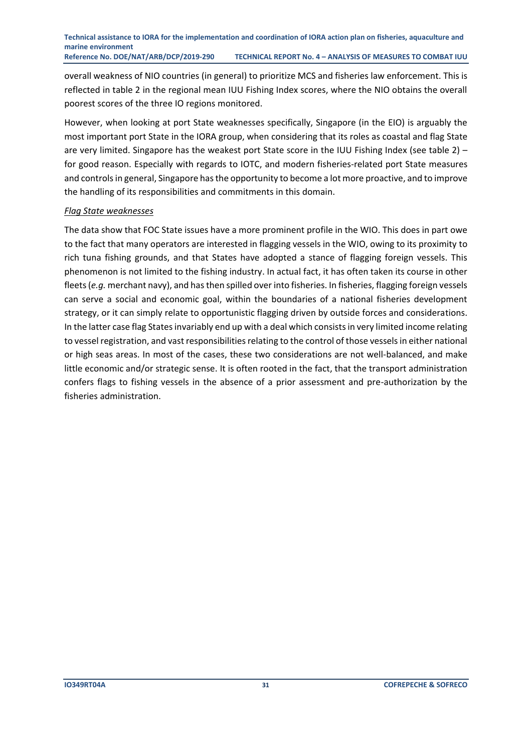overall weakness of NIO countries (in general) to prioritize MCS and fisheries law enforcement. This is reflected in table 2 in the regional mean IUU Fishing Index scores, where the NIO obtains the overall poorest scores of the three IO regions monitored.

However, when looking at port State weaknesses specifically, Singapore (in the EIO) is arguably the most important port State in the IORA group, when considering that its roles as coastal and flag State are very limited. Singapore has the weakest port State score in the IUU Fishing Index (see table 2) – for good reason. Especially with regards to IOTC, and modern fisheries-related port State measures and controls in general, Singapore has the opportunity to become a lot more proactive, and to improve the handling of its responsibilities and commitments in this domain.

*Flag State weaknesses*

The data show that FOC State issues have a more prominent profile in the WIO. This does in part owe to the fact that many operators are interested in flagging vessels in the WIO, owing to its proximity to rich tuna fishing grounds, and that States have adopted a stance of flagging foreign vessels. This phenomenon is not limited to the fishing industry. In actual fact, it has often taken its course in other fleets (*e.g.* merchant navy), and has then spilled over into fisheries. In fisheries, flagging foreign vessels can serve a social and economic goal, within the boundaries of a national fisheries development strategy, or it can simply relate to opportunistic flagging driven by outside forces and considerations. In the latter case flag States invariably end up with a deal which consists in very limited income relating to vessel registration, and vast responsibilities relating to the control of those vessels in either national or high seas areas. In most of the cases, these two considerations are not well-balanced, and make little economic and/or strategic sense. It is often rooted in the fact, that the transport administration confers flags to fishing vessels in the absence of a prior assessment and pre-authorization by the fisheries administration.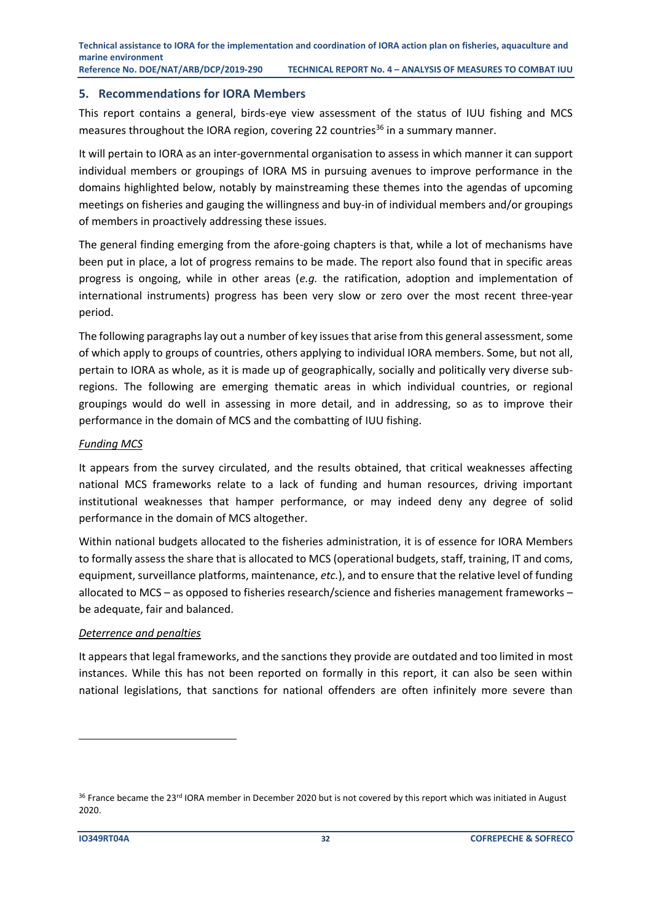## 5. Recommendations for IORA Members

This report contains a general, birds-eye view assessment of the status of IUU fishing and MCS measures throughout the IORA region, covering 22 countries[36] in a summary manner.

It will pertain to IORA as an inter-governmental organisation to assess in which manner it can support individual members or groupings of IORA MS in pursuing avenues to improve performance in the domains highlighted below, notably by mainstreaming these themes into the agendas of upcoming meetings on fisheries and gauging the willingness and buy-in of individual members and/or groupings of members in proactively addressing these issues.

The general finding emerging from the afore-going chapters is that, while a lot of mechanisms have been put in place, a lot of progress remains to be made. The report also found that in specific areas progress is ongoing, while in other areas (*e.g.* the ratification, adoption and implementation of international instruments) progress has been very slow or zero over the most recent three-year period.

The following paragraphs lay out a number of key issues that arise from this general assessment, some of which apply to groups of countries, others applying to individual IORA members. Some, but not all, pertain to IORA as whole, as it is made up of geographically, socially and politically very diverse sub-regions. The following are emerging thematic areas in which individual countries, or regional groupings would do well in assessing in more detail, and in addressing, so as to improve their performance in the domain of MCS and the combatting of IUU fishing.

*Funding MCS*

It appears from the survey circulated, and the results obtained, that critical weaknesses affecting national MCS frameworks relate to a lack of funding and human resources, driving important institutional weaknesses that hamper performance, or may indeed deny any degree of solid performance in the domain of MCS altogether.

Within national budgets allocated to the fisheries administration, it is of essence for IORA Members to formally assess the share that is allocated to MCS (operational budgets, staff, training, IT and coms, equipment, surveillance platforms, maintenance, *etc.*), and to ensure that the relative level of funding allocated to MCS – as opposed to fisheries research/science and fisheries management frameworks – be adequate, fair and balanced.

*Deterrence and penalties*

It appears that legal frameworks, and the sanctions they provide are outdated and too limited in most instances. While this has not been reported on formally in this report, it can also be seen within national legislations, that sanctions for national offenders are often infinitely more severe than

---

[36] France became the 23rd IORA member in December 2020 but is not covered by this report which was initiated in August 2020.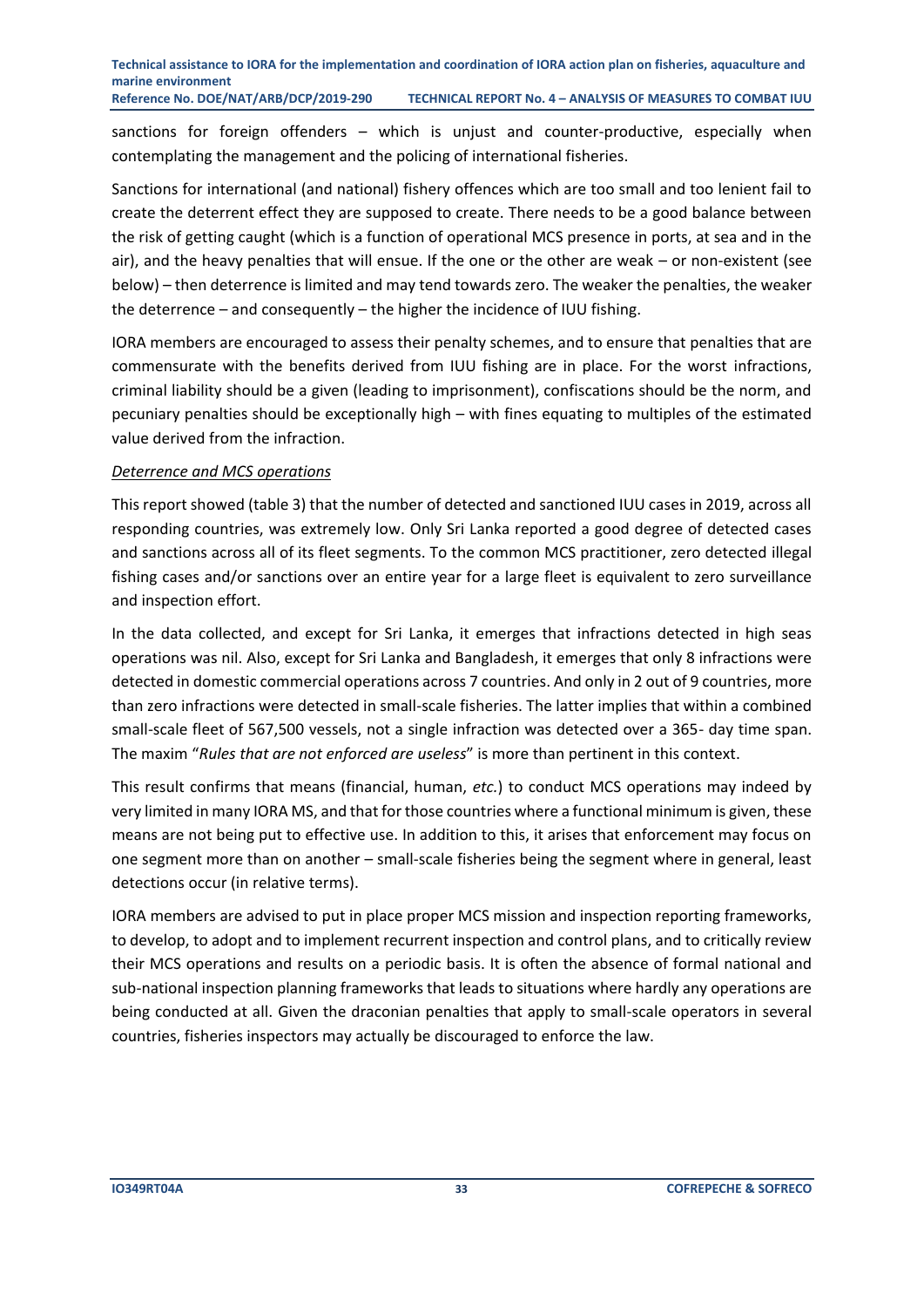sanctions for foreign offenders – which is unjust and counter-productive, especially when contemplating the management and the policing of international fisheries.

Sanctions for international (and national) fishery offences which are too small and too lenient fail to create the deterrent effect they are supposed to create. There needs to be a good balance between the risk of getting caught (which is a function of operational MCS presence in ports, at sea and in the air), and the heavy penalties that will ensue. If the one or the other are weak – or non-existent (see below) – then deterrence is limited and may tend towards zero. The weaker the penalties, the weaker the deterrence – and consequently – the higher the incidence of IUU fishing.

IORA members are encouraged to assess their penalty schemes, and to ensure that penalties that are commensurate with the benefits derived from IUU fishing are in place. For the worst infractions, criminal liability should be a given (leading to imprisonment), confiscations should be the norm, and pecuniary penalties should be exceptionally high – with fines equating to multiples of the estimated value derived from the infraction.

*Deterrence and MCS operations*

This report showed (table 3) that the number of detected and sanctioned IUU cases in 2019, across all responding countries, was extremely low. Only Sri Lanka reported a good degree of detected cases and sanctions across all of its fleet segments. To the common MCS practitioner, zero detected illegal fishing cases and/or sanctions over an entire year for a large fleet is equivalent to zero surveillance and inspection effort.

In the data collected, and except for Sri Lanka, it emerges that infractions detected in high seas operations was nil. Also, except for Sri Lanka and Bangladesh, it emerges that only 8 infractions were detected in domestic commercial operations across 7 countries. And only in 2 out of 9 countries, more than zero infractions were detected in small-scale fisheries. The latter implies that within a combined small-scale fleet of 567,500 vessels, not a single infraction was detected over a 365- day time span. The maxim "*Rules that are not enforced are useless*" is more than pertinent in this context.

This result confirms that means (financial, human, *etc.*) to conduct MCS operations may indeed by very limited in many IORA MS, and that for those countries where a functional minimum is given, these means are not being put to effective use. In addition to this, it arises that enforcement may focus on one segment more than on another – small-scale fisheries being the segment where in general, least detections occur (in relative terms).

IORA members are advised to put in place proper MCS mission and inspection reporting frameworks, to develop, to adopt and to implement recurrent inspection and control plans, and to critically review their MCS operations and results on a periodic basis. It is often the absence of formal national and sub-national inspection planning frameworks that leads to situations where hardly any operations are being conducted at all. Given the draconian penalties that apply to small-scale operators in several countries, fisheries inspectors may actually be discouraged to enforce the law.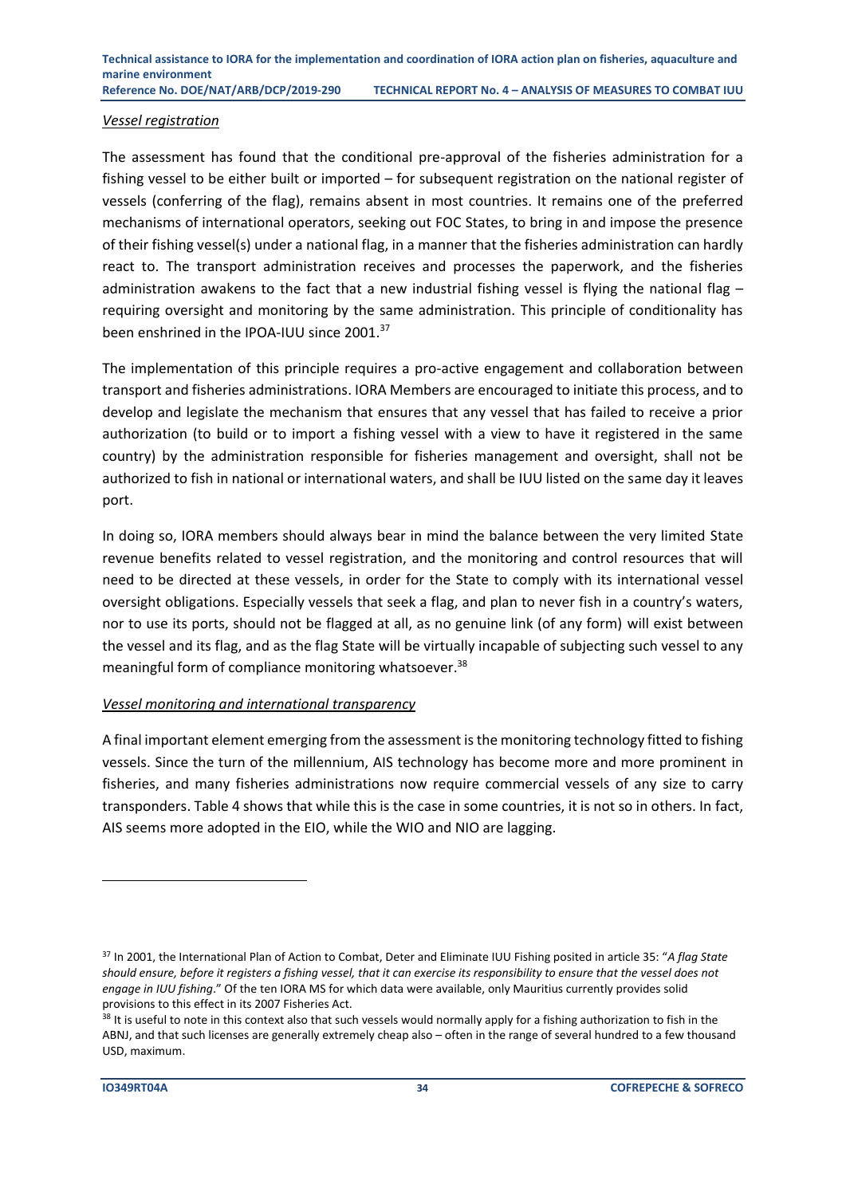*Vessel registration*

The assessment has found that the conditional pre-approval of the fisheries administration for a fishing vessel to be either built or imported – for subsequent registration on the national register of vessels (conferring of the flag), remains absent in most countries. It remains one of the preferred mechanisms of international operators, seeking out FOC States, to bring in and impose the presence of their fishing vessel(s) under a national flag, in a manner that the fisheries administration can hardly react to. The transport administration receives and processes the paperwork, and the fisheries administration awakens to the fact that a new industrial fishing vessel is flying the national flag – requiring oversight and monitoring by the same administration. This principle of conditionality has been enshrined in the IPOA-IUU since 2001.[37]

The implementation of this principle requires a pro-active engagement and collaboration between transport and fisheries administrations. IORA Members are encouraged to initiate this process, and to develop and legislate the mechanism that ensures that any vessel that has failed to receive a prior authorization (to build or to import a fishing vessel with a view to have it registered in the same country) by the administration responsible for fisheries management and oversight, shall not be authorized to fish in national or international waters, and shall be IUU listed on the same day it leaves port.

In doing so, IORA members should always bear in mind the balance between the very limited State revenue benefits related to vessel registration, and the monitoring and control resources that will need to be directed at these vessels, in order for the State to comply with its international vessel oversight obligations. Especially vessels that seek a flag, and plan to never fish in a country's waters, nor to use its ports, should not be flagged at all, as no genuine link (of any form) will exist between the vessel and its flag, and as the flag State will be virtually incapable of subjecting such vessel to any meaningful form of compliance monitoring whatsoever.[38]

*Vessel monitoring and international transparency*

A final important element emerging from the assessment is the monitoring technology fitted to fishing vessels. Since the turn of the millennium, AIS technology has become more and more prominent in fisheries, and many fisheries administrations now require commercial vessels of any size to carry transponders. Table 4 shows that while this is the case in some countries, it is not so in others. In fact, AIS seems more adopted in the EIO, while the WIO and NIO are lagging.

---

[37] In 2001, the International Plan of Action to Combat, Deter and Eliminate IUU Fishing posited in article 35: "*A flag State should ensure, before it registers a fishing vessel, that it can exercise its responsibility to ensure that the vessel does not engage in IUU fishing*." Of the ten IORA MS for which data were available, only Mauritius currently provides solid provisions to this effect in its 2007 Fisheries Act.

[38] It is useful to note in this context also that such vessels would normally apply for a fishing authorization to fish in the ABNJ, and that such licenses are generally extremely cheap also – often in the range of several hundred to a few thousand USD, maximum.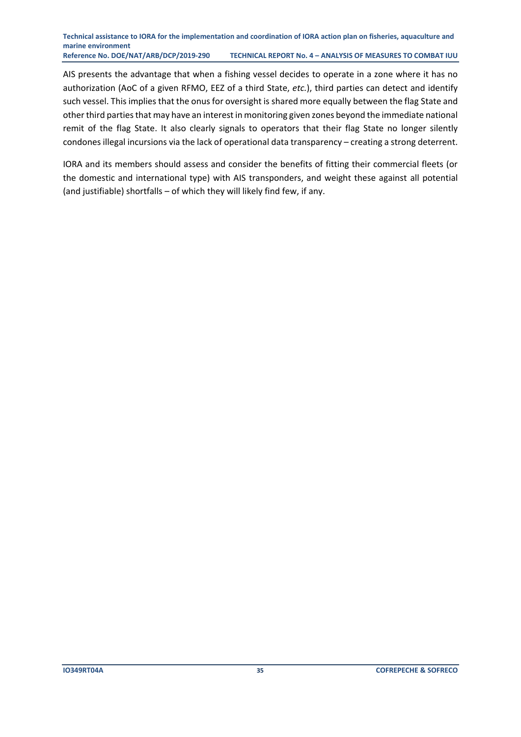AIS presents the advantage that when a fishing vessel decides to operate in a zone where it has no authorization (AoC of a given RFMO, EEZ of a third State, *etc.*), third parties can detect and identify such vessel. This implies that the onus for oversight is shared more equally between the flag State and other third parties that may have an interest in monitoring given zones beyond the immediate national remit of the flag State. It also clearly signals to operators that their flag State no longer silently condones illegal incursions via the lack of operational data transparency – creating a strong deterrent.

IORA and its members should assess and consider the benefits of fitting their commercial fleets (or the domestic and international type) with AIS transponders, and weight these against all potential (and justifiable) shortfalls – of which they will likely find few, if any.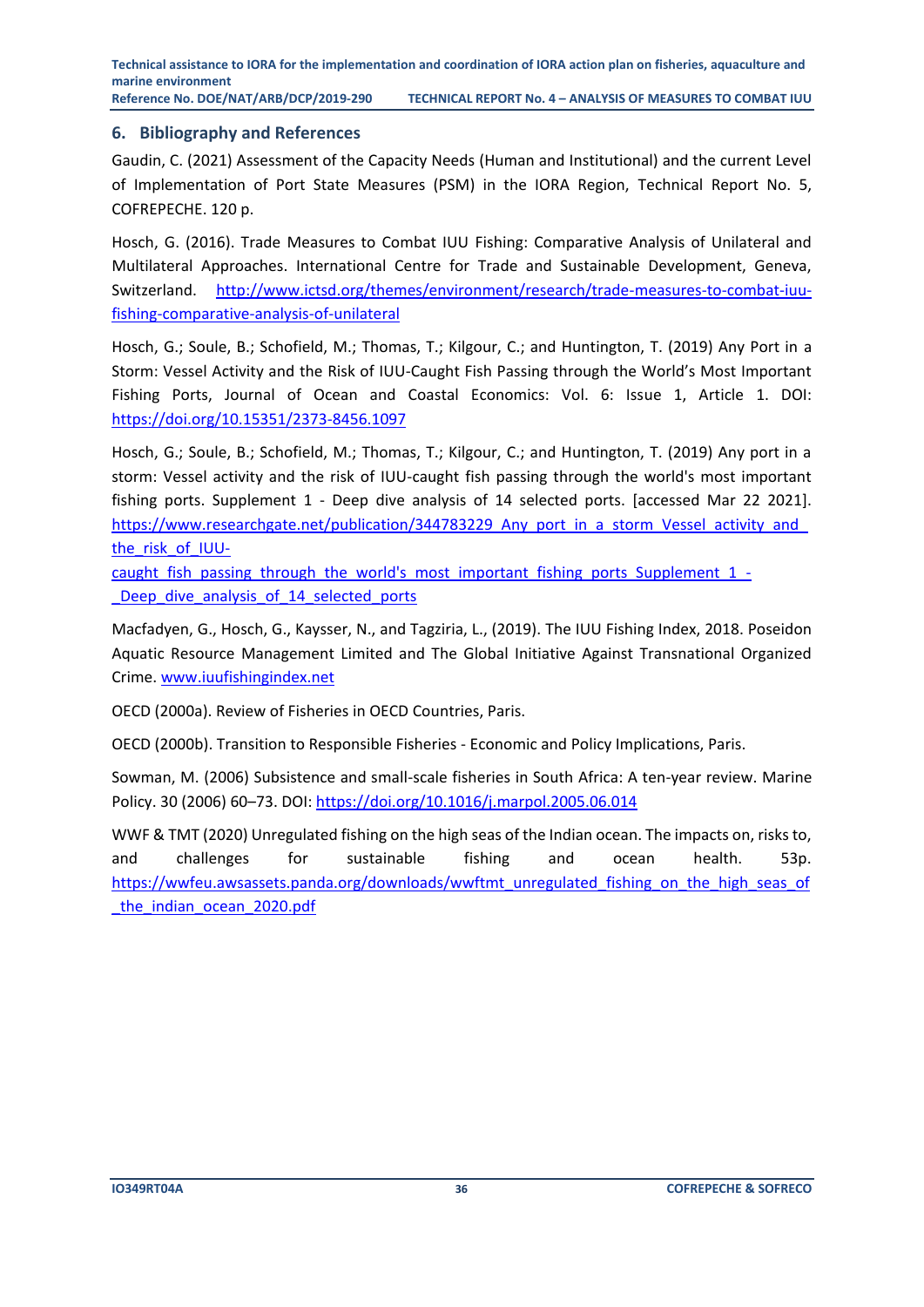## 6. Bibliography and References

Gaudin, C. (2021) Assessment of the Capacity Needs (Human and Institutional) and the current Level of Implementation of Port State Measures (PSM) in the IORA Region, Technical Report No. 5, COFREPECHE. 120 p.

Hosch, G. (2016). Trade Measures to Combat IUU Fishing: Comparative Analysis of Unilateral and Multilateral Approaches. International Centre for Trade and Sustainable Development, Geneva, Switzerland. http://www.ictsd.org/themes/environment/research/trade-measures-to-combat-iuu-fishing-comparative-analysis-of-unilateral

Hosch, G.; Soule, B.; Schofield, M.; Thomas, T.; Kilgour, C.; and Huntington, T. (2019) Any Port in a Storm: Vessel Activity and the Risk of IUU-Caught Fish Passing through the World's Most Important Fishing Ports, Journal of Ocean and Coastal Economics: Vol. 6: Issue 1, Article 1. DOI: https://doi.org/10.15351/2373-8456.1097

Hosch, G.; Soule, B.; Schofield, M.; Thomas, T.; Kilgour, C.; and Huntington, T. (2019) Any port in a storm: Vessel activity and the risk of IUU-caught fish passing through the world's most important fishing ports. Supplement 1 - Deep dive analysis of 14 selected ports. [accessed Mar 22 2021]. https://www.researchgate.net/publication/344783229_Any_port_in_a_storm_Vessel_activity_and_the_risk_of_IUU-caught_fish_passing_through_the_world's_most_important_fishing_ports_Supplement_1_-_Deep_dive_analysis_of_14_selected_ports

Macfadyen, G., Hosch, G., Kaysser, N., and Tagziria, L., (2019). The IUU Fishing Index, 2018. Poseidon Aquatic Resource Management Limited and The Global Initiative Against Transnational Organized Crime. www.iuufishingindex.net

OECD (2000a). Review of Fisheries in OECD Countries, Paris.

OECD (2000b). Transition to Responsible Fisheries - Economic and Policy Implications, Paris.

Sowman, M. (2006) Subsistence and small-scale fisheries in South Africa: A ten-year review. Marine Policy. 30 (2006) 60–73. DOI: https://doi.org/10.1016/j.marpol.2005.06.014

WWF & TMT (2020) Unregulated fishing on the high seas of the Indian ocean. The impacts on, risks to, and challenges for sustainable fishing and ocean health. 53p. https://wwfeu.awsassets.panda.org/downloads/wwftmt_unregulated_fishing_on_the_high_seas_of_the_indian_ocean_2020.pdf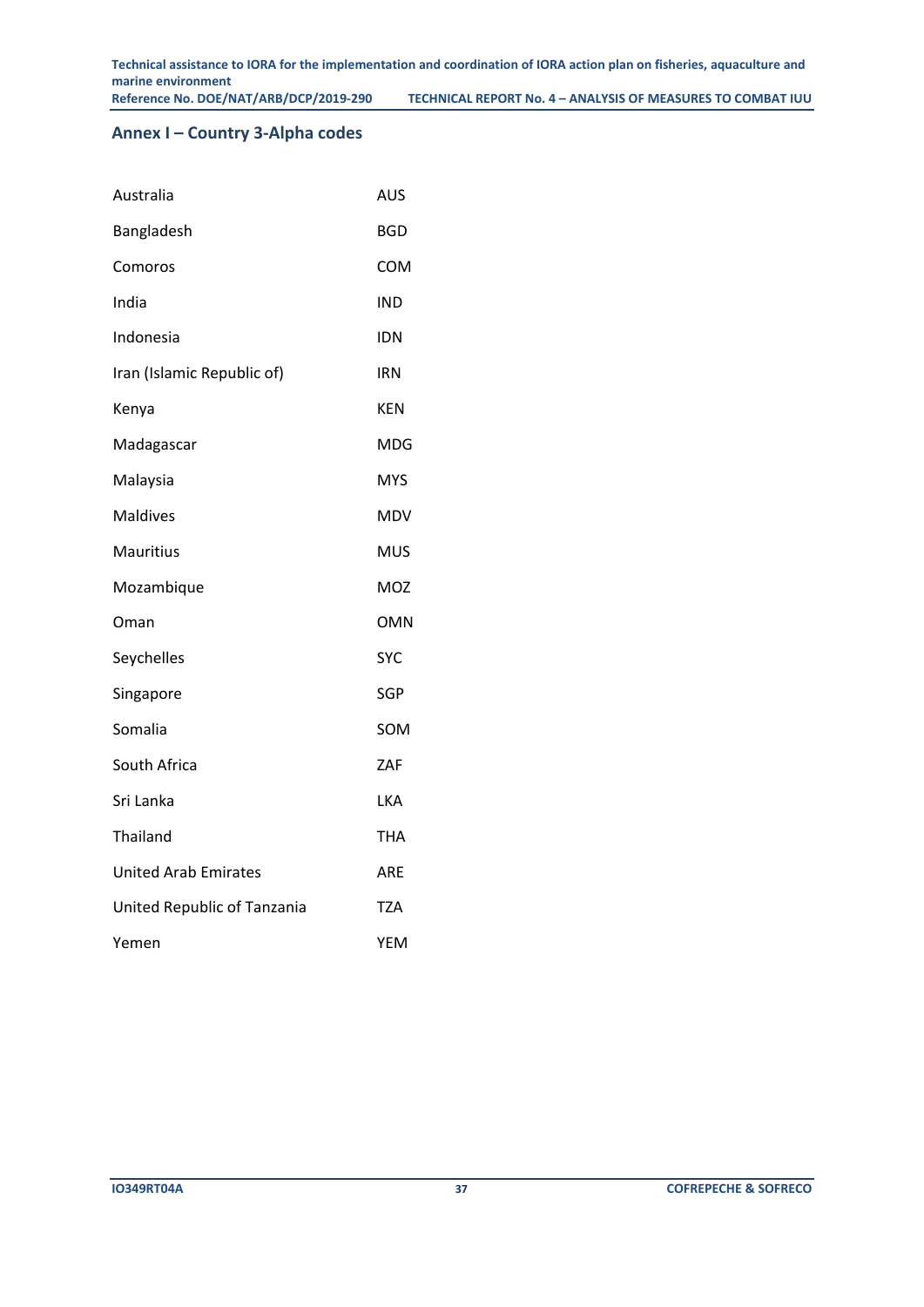## Annex I – Country 3-Alpha codes

| | |
|---|---|
| Australia | AUS |
| Bangladesh | BGD |
| Comoros | COM |
| India | IND |
| Indonesia | IDN |
| Iran (Islamic Republic of) | IRN |
| Kenya | KEN |
| Madagascar | MDG |
| Malaysia | MYS |
| Maldives | MDV |
| Mauritius | MUS |
| Mozambique | MOZ |
| Oman | OMN |
| Seychelles | SYC |
| Singapore | SGP |
| Somalia | SOM |
| South Africa | ZAF |
| Sri Lanka | LKA |
| Thailand | THA |
| United Arab Emirates | ARE |
| United Republic of Tanzania | TZA |
| Yemen | YEM |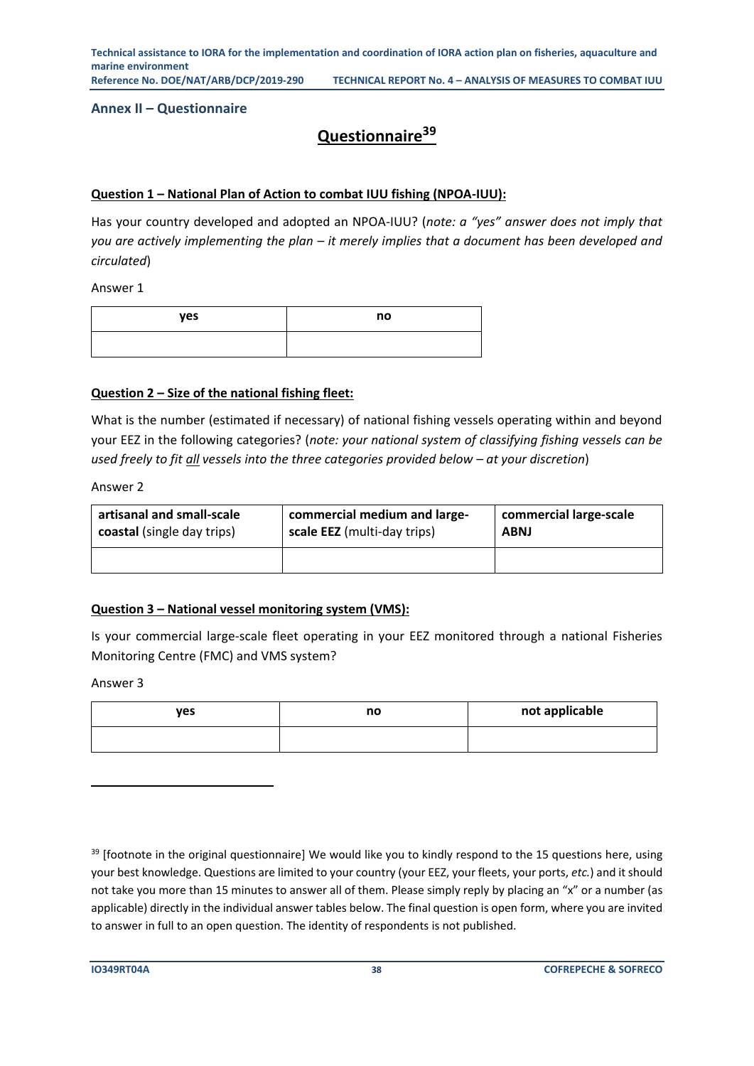## Annex II – Questionnaire

# Questionnaire[39]

**Question 1 – National Plan of Action to combat IUU fishing (NPOA-IUU):**

Has your country developed and adopted an NPOA-IUU? (*note: a "yes" answer does not imply that you are actively implementing the plan – it merely implies that a document has been developed and circulated*)

Answer 1

| yes | no |
|---|---|
| | |

**Question 2 – Size of the national fishing fleet:**

What is the number (estimated if necessary) of national fishing vessels operating within and beyond your EEZ in the following categories? (*note: your national system of classifying fishing vessels can be used freely to fit all vessels into the three categories provided below – at your discretion*)

Answer 2

| **artisanal and small-scale coastal** (single day trips) | **commercial medium and large-scale EEZ** (multi-day trips) | **commercial large-scale ABNJ** |
|---|---|---|
| | | |

**Question 3 – National vessel monitoring system (VMS):**

Is your commercial large-scale fleet operating in your EEZ monitored through a national Fisheries Monitoring Centre (FMC) and VMS system?

Answer 3

| yes | no | not applicable |
|---|---|---|
| | | |

[39] [footnote in the original questionnaire] We would like you to kindly respond to the 15 questions here, using your best knowledge. Questions are limited to your country (your EEZ, your fleets, your ports, *etc.*) and it should not take you more than 15 minutes to answer all of them. Please simply reply by placing an "x" or a number (as applicable) directly in the individual answer tables below. The final question is open form, where you are invited to answer in full to an open question. The identity of respondents is not published.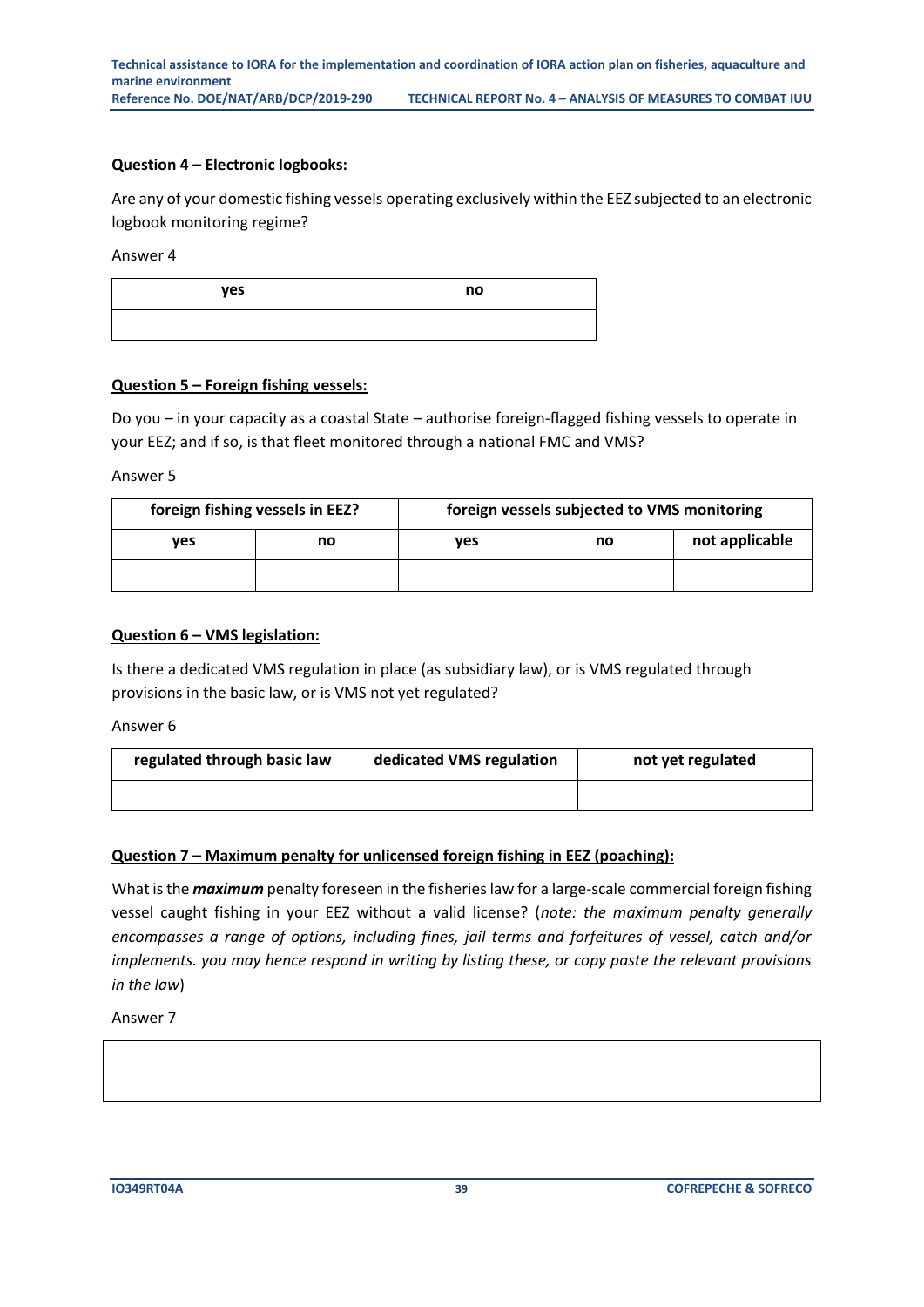**Question 4 – Electronic logbooks:**

Are any of your domestic fishing vessels operating exclusively within the EEZ subjected to an electronic logbook monitoring regime?

Answer 4

| yes | no |
|---|---|
| | |

**Question 5 – Foreign fishing vessels:**

Do you – in your capacity as a coastal State – authorise foreign-flagged fishing vessels to operate in your EEZ; and if so, is that fleet monitored through a national FMC and VMS?

Answer 5

| foreign fishing vessels in EEZ? | | foreign vessels subjected to VMS monitoring | | |
|---|---|---|---|---|
| yes | no | yes | no | not applicable |
| | | | | |

**Question 6 – VMS legislation:**

Is there a dedicated VMS regulation in place (as subsidiary law), or is VMS regulated through provisions in the basic law, or is VMS not yet regulated?

Answer 6

| regulated through basic law | dedicated VMS regulation | not yet regulated |
|---|---|---|
| | | |

**Question 7 – Maximum penalty for unlicensed foreign fishing in EEZ (poaching):**

What is the ***maximum*** penalty foreseen in the fisheries law for a large-scale commercial foreign fishing vessel caught fishing in your EEZ without a valid license? (*note: the maximum penalty generally encompasses a range of options, including fines, jail terms and forfeitures of vessel, catch and/or implements. you may hence respond in writing by listing these, or copy paste the relevant provisions in the law*)

Answer 7

| |
|---|
| |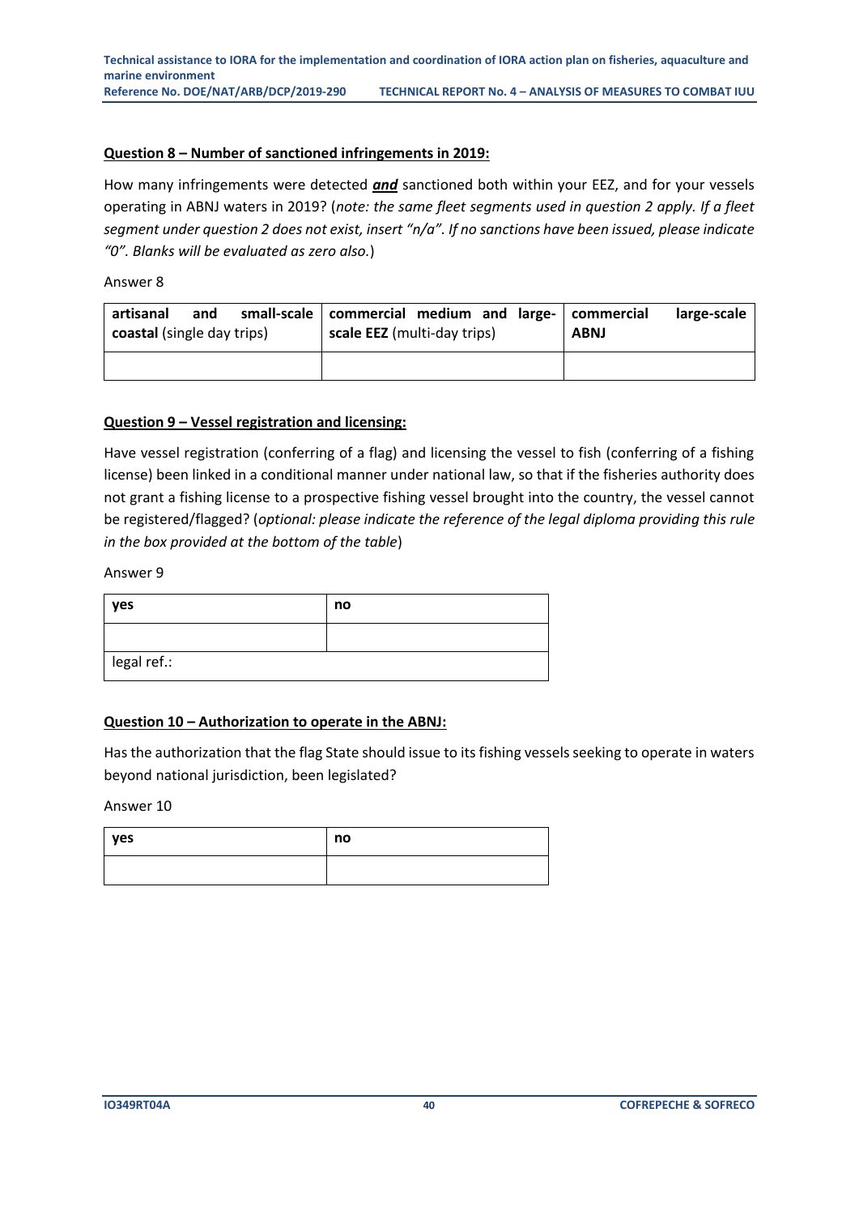**<u>Question 8 – Number of sanctioned infringements in 2019:</u>**

How many infringements were detected ***<u>and</u>*** sanctioned both within your EEZ, and for your vessels operating in ABNJ waters in 2019? (*note: the same fleet segments used in question 2 apply. If a fleet segment under question 2 does not exist, insert "n/a". If no sanctions have been issued, please indicate "0". Blanks will be evaluated as zero also.*)

Answer 8

| **artisanal and small-scale coastal** (single day trips) | **commercial medium and large-scale EEZ** (multi-day trips) | **commercial large-scale ABNJ** |
|---|---|---|
| | | |

**<u>Question 9 – Vessel registration and licensing:</u>**

Have vessel registration (conferring of a flag) and licensing the vessel to fish (conferring of a fishing license) been linked in a conditional manner under national law, so that if the fisheries authority does not grant a fishing license to a prospective fishing vessel brought into the country, the vessel cannot be registered/flagged? (*optional: please indicate the reference of the legal diploma providing this rule in the box provided at the bottom of the table*)

Answer 9

| **yes** | **no** |
|---|---|
| | |
| legal ref.: | |

**<u>Question 10 – Authorization to operate in the ABNJ:</u>**

Has the authorization that the flag State should issue to its fishing vessels seeking to operate in waters beyond national jurisdiction, been legislated?

Answer 10

| **yes** | **no** |
|---|---|
| | |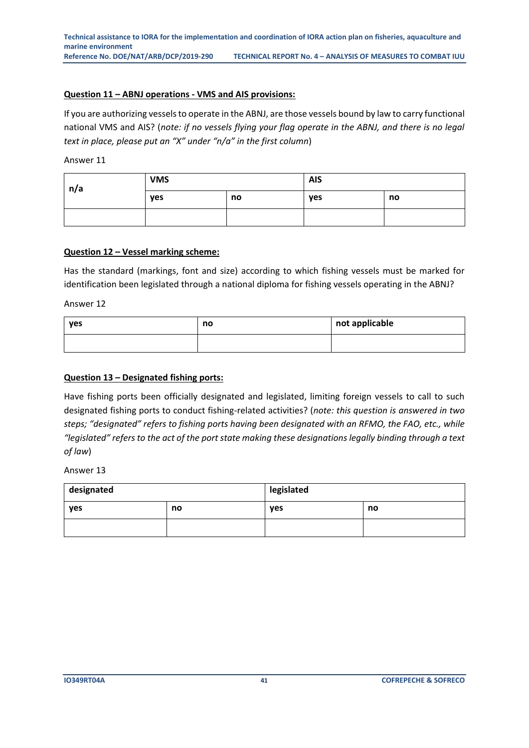**Question 11 – ABNJ operations - VMS and AIS provisions:**

If you are authorizing vessels to operate in the ABNJ, are those vessels bound by law to carry functional national VMS and AIS? (*note: if no vessels flying your flag operate in the ABNJ, and there is no legal text in place, please put an "X" under "n/a" in the first column*)

Answer 11

| n/a | VMS | | AIS | |
|---|---|---|---|---|
| | yes | no | yes | no |
| | | | | |

**Question 12 – Vessel marking scheme:**

Has the standard (markings, font and size) according to which fishing vessels must be marked for identification been legislated through a national diploma for fishing vessels operating in the ABNJ?

Answer 12

| yes | no | not applicable |
|---|---|---|
| | | |

**Question 13 – Designated fishing ports:**

Have fishing ports been officially designated and legislated, limiting foreign vessels to call to such designated fishing ports to conduct fishing-related activities? (*note: this question is answered in two steps; "designated" refers to fishing ports having been designated with an RFMO, the FAO, etc., while "legislated" refers to the act of the port state making these designations legally binding through a text of law*)

Answer 13

| designated | | legislated | |
|---|---|---|---|
| yes | no | yes | no |
| | | | |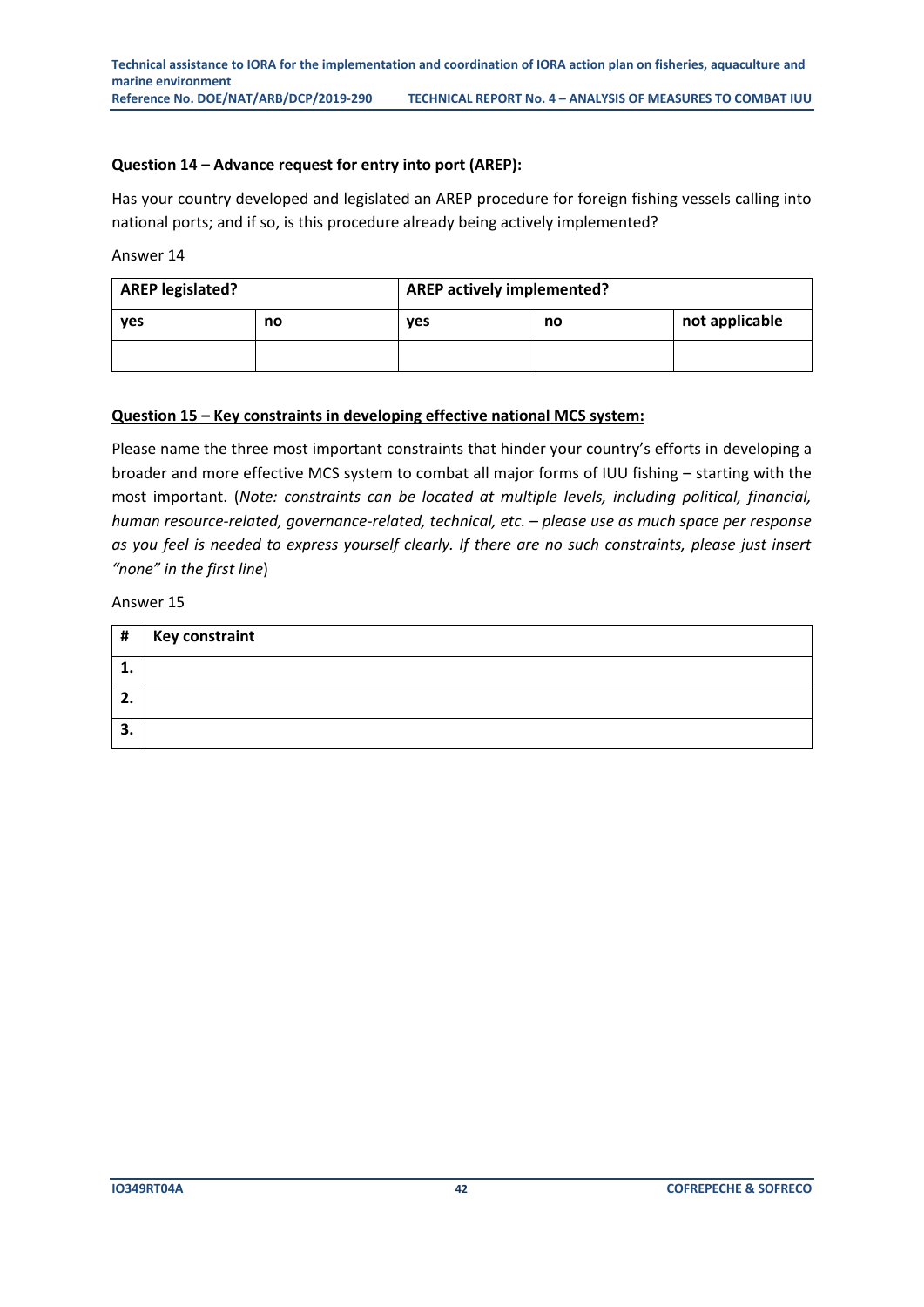**Question 14 – Advance request for entry into port (AREP):**

Has your country developed and legislated an AREP procedure for foreign fishing vessels calling into national ports; and if so, is this procedure already being actively implemented?

Answer 14

| AREP legislated? | | AREP actively implemented? | | |
|---|---|---|---|---|
| yes | no | yes | no | not applicable |
| | | | | |

**Question 15 – Key constraints in developing effective national MCS system:**

Please name the three most important constraints that hinder your country's efforts in developing a broader and more effective MCS system to combat all major forms of IUU fishing – starting with the most important. (*Note: constraints can be located at multiple levels, including political, financial, human resource-related, governance-related, technical, etc. – please use as much space per response as you feel is needed to express yourself clearly. If there are no such constraints, please just insert "none" in the first line*)

Answer 15

| # | Key constraint |
|---|---|
| 1. | |
| 2. | |
| 3. | |